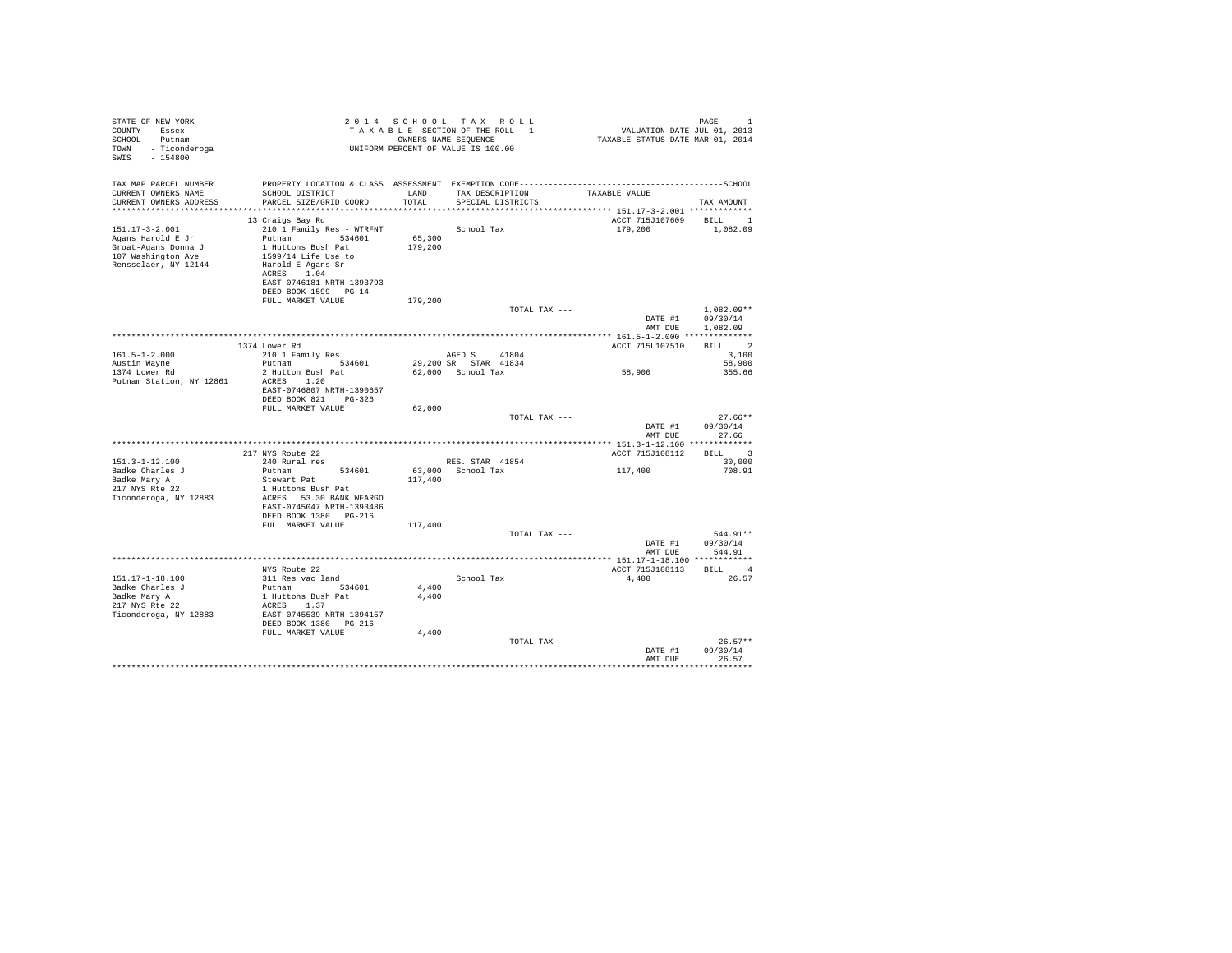```
STATE OF NEW YORK                    2 0 1 4   S C H O O L   T A X   R O L L                          PAGE     1
COUNTY  - Essex                        T A X A B L E  SECTION OF THE ROLL - 1              VALUATION DATE-JUL 01, 2013
SCHOOL  - Putnam                             OWNERS NAME SEQUENCE                       TAXABLE STATUS DATE-MAR 01, 2014
TOWN    - Ticonderoga                   UNIFORM PERCENT OF VALUE IS 100.00
SWIS    - 154800

TAX MAP PARCEL NUMBER      PROPERTY LOCATION & CLASS  ASSESSMENT  EXEMPTION CODE------------------------------------------------SCHOOL
CURRENT OWNERS NAME        SCHOOL DISTRICT              LAND      TAX DESCRIPTION            TAXABLE VALUE
CURRENT OWNERS ADDRESS     PARCEL SIZE/GRID COORD      TOTAL      SPECIAL DISTRICTS                                     TAX AMOUNT
****************************************************************************************************** 151.17-3-2.001 ************
                           13 Craigs Bay Rd                                                       ACCT 715J107609    BILL    1
151.17-3-2.001             210 1 Family Res - WTRFNT              School Tax                       179,200           1,082.09
Agans Harold E Jr          Putnam          534601       65,300
Groat-Agans Donna J        1 Huttons Bush Pat          179,200
107 Washington Ave         1599/14 Life Use to
Rensselaer, NY 12144       Harold E Agans Sr
                           ACRES    1.04
                           EAST-0746181 NRTH-1393793
                           DEED BOOK 1599   PG-14
                           FULL MARKET VALUE           179,200
                                                                    TOTAL TAX ---                                      1,082.09**
                                                                                                        DATE #1      09/30/14
                                                                                                        AMT DUE      1,082.09
****************************************************************************************************** 161.5-1-2.000 *************
                           1374 Lower Rd                                                          ACCT 715L107510    BILL    2
161.5-1-2.000              210 1 Family Res                        AGED S      41804                                    3,100
Austin Wayne               Putnam          534601        29,200 SR  STAR  41834                                        58,900
1374 Lower Rd              2 Hutton Bush Pat             62,000   School Tax                        58,900               355.66
Putnam Station, NY 12861   ACRES    1.20
                           EAST-0746807 NRTH-1390657
                           DEED BOOK 821    PG-326
                           FULL MARKET VALUE            62,000
                                                                    TOTAL TAX ---                                         27.66**
                                                                                                        DATE #1      09/30/14
                                                                                                        AMT DUE         27.66
****************************************************************************************************** 151.3-1-12.100 ************
                           217 NYS Route 22                                                       ACCT 715J108112    BILL    3
151.3-1-12.100             240 Rural res                           RES. STAR  41854                                    30,000
Badke Charles J            Putnam          534601        63,000   School Tax                       117,400               708.91
Badke Mary A               Stewart Pat                  117,400
217 NYS Rte 22             1 Huttons Bush Pat
Ticonderoga, NY 12883      ACRES   53.30 BANK WFARGO
                           EAST-0745047 NRTH-1393486
                           DEED BOOK 1380   PG-216
                           FULL MARKET VALUE           117,400
                                                                    TOTAL TAX ---                                        544.91**
                                                                                                        DATE #1      09/30/14
                                                                                                        AMT DUE        544.91
****************************************************************************************************** 151.17-1-18.100 ***********
                           NYS Route 22                                                           ACCT 715J108113    BILL    4
151.17-1-18.100            311 Res vac land                        School Tax                         4,400                26.57
Badke Charles J            Putnam          534601         4,400
Badke Mary A               1 Huttons Bush Pat             4,400
217 NYS Rte 22             ACRES    1.37
Ticonderoga, NY 12883      EAST-0745539 NRTH-1394157
                           DEED BOOK 1380   PG-216
                           FULL MARKET VALUE             4,400
                                                                    TOTAL TAX ---                                         26.57**
                                                                                                        DATE #1      09/30/14
                                                                                                        AMT DUE         26.57
************************************************************************************************************************************
```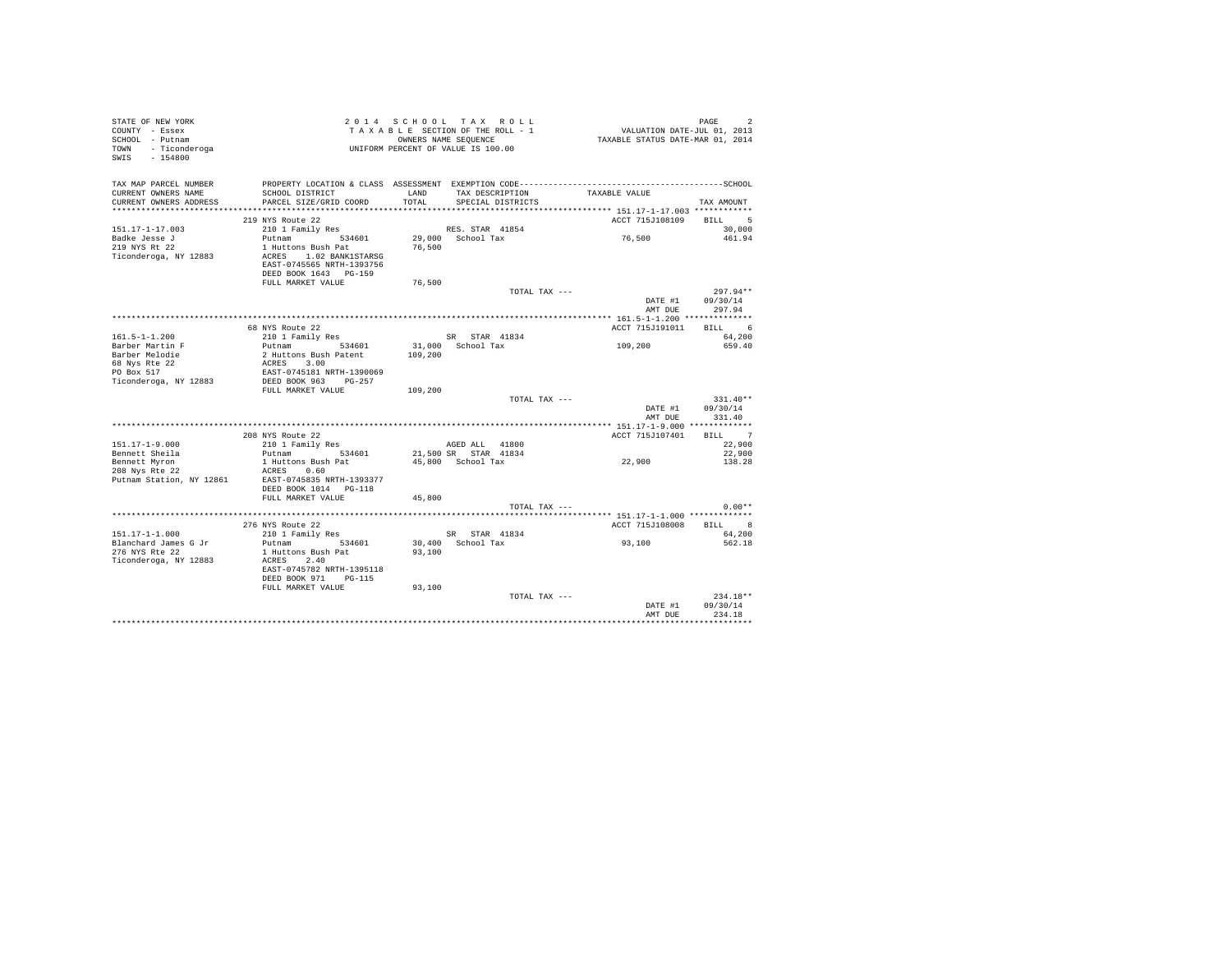STATE OF NEW YORK
COUNTY - Essex
SCHOOL - Putnam
TOWN - Ticonderoga
SWIS - 154800

2 0 1 4 S C H O O L T A X R O L L
T A X A B L E SECTION OF THE ROLL - 1
OWNERS NAME SEQUENCE
UNIFORM PERCENT OF VALUE IS 100.00

VALUATION DATE-JUL 01, 2013
TAXABLE STATUS DATE-MAR 01, 2014

| TAX MAP PARCEL NUMBER / CURRENT OWNERS NAME / CURRENT OWNERS ADDRESS | PROPERTY LOCATION & CLASS / SCHOOL DISTRICT / PARCEL SIZE/GRID COORD | ASSESSMENT LAND / TOTAL | EXEMPTION CODE / TAX DESCRIPTION / SPECIAL DISTRICTS | TAXABLE VALUE | SCHOOL TAX AMOUNT |
|---|---|---|---|---|---|
| **151.17-1-17.003** | 219 NYS Route 22 | | | ACCT 715J108109 | BILL 5 |
| 151.17-1-17.003 | 210 1 Family Res | | RES. STAR 41854 | | 30,000 |
| Badke Jesse J | Putnam 534601 | 29,000 | School Tax | 76,500 | 461.94 |
| 219 NYS Rt 22 | 1 Huttons Bush Pat | 76,500 | | | |
| Ticonderoga, NY 12883 | ACRES 1.02 BANK1STARSG | | | | |
| | EAST-0745565 NRTH-1393756 | | | | |
| | DEED BOOK 1643 PG-159 | | | | |
| | FULL MARKET VALUE | 76,500 | | | |
| | | | TOTAL TAX --- | | 297.94** |
| | | | | DATE #1 | 09/30/14 |
| | | | | AMT DUE | 297.94 |
| **161.5-1-1.200** | 68 NYS Route 22 | | | ACCT 715J191011 | BILL 6 |
| 161.5-1-1.200 | 210 1 Family Res | | SR STAR 41834 | | 64,200 |
| Barber Martin F | Putnam 534601 | 31,000 | School Tax | 109,200 | 659.40 |
| Barber Melodie | 2 Huttons Bush Patent | 109,200 | | | |
| 68 Nys Rte 22 | ACRES 3.00 | | | | |
| PO Box 517 | EAST-0745181 NRTH-1390069 | | | | |
| Ticonderoga, NY 12883 | DEED BOOK 963 PG-257 | | | | |
| | FULL MARKET VALUE | 109,200 | | | |
| | | | TOTAL TAX --- | | 331.40** |
| | | | | DATE #1 | 09/30/14 |
| | | | | AMT DUE | 331.40 |
| **151.17-1-9.000** | 208 NYS Route 22 | | | ACCT 715J107401 | BILL 7 |
| 151.17-1-9.000 | 210 1 Family Res | | AGED ALL 41800 | | 22,900 |
| Bennett Sheila | Putnam 534601 | 21,500 | SR STAR 41834 | | 22,900 |
| Bennett Myron | 1 Huttons Bush Pat | 45,800 | School Tax | 22,900 | 138.28 |
| 208 Nys Rte 22 | ACRES 0.60 | | | | |
| Putnam Station, NY 12861 | EAST-0745835 NRTH-1393377 | | | | |
| | DEED BOOK 1014 PG-118 | | | | |
| | FULL MARKET VALUE | 45,800 | | | |
| | | | TOTAL TAX --- | | 0.00** |
| **151.17-1-1.000** | 276 NYS Route 22 | | | ACCT 715J108008 | BILL 8 |
| 151.17-1-1.000 | 210 1 Family Res | | SR STAR 41834 | | 64,200 |
| Blanchard James G Jr | Putnam 534601 | 30,400 | School Tax | 93,100 | 562.18 |
| 276 NYS Rte 22 | 1 Huttons Bush Pat | 93,100 | | | |
| Ticonderoga, NY 12883 | ACRES 2.40 | | | | |
| | EAST-0745782 NRTH-1395118 | | | | |
| | DEED BOOK 971 PG-115 | | | | |
| | FULL MARKET VALUE | 93,100 | | | |
| | | | TOTAL TAX --- | | 234.18** |
| | | | | DATE #1 | 09/30/14 |
| | | | | AMT DUE | 234.18 |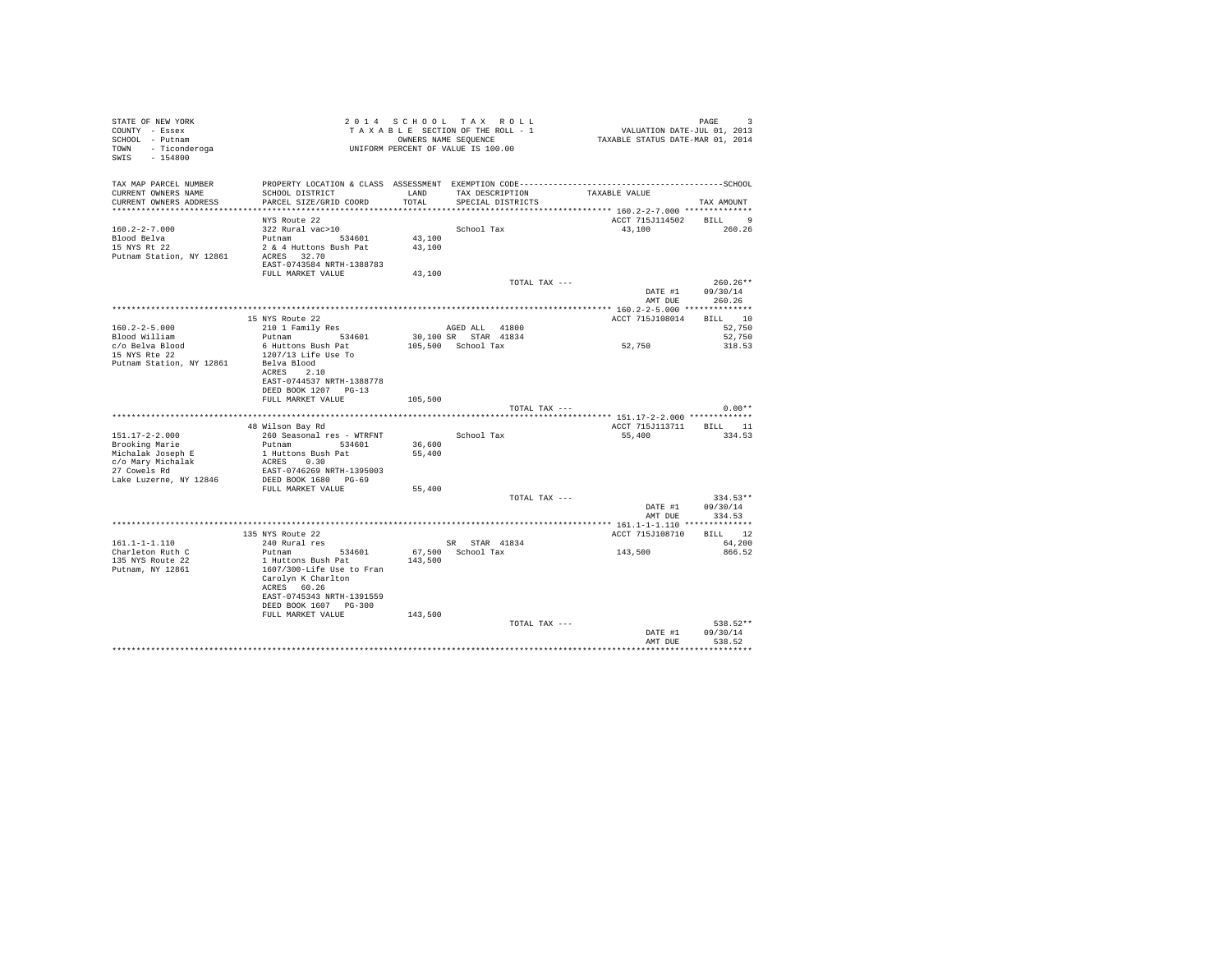STATE OF NEW YORK
COUNTY - Essex
SCHOOL - Putnam
TOWN - Ticonderoga
SWIS - 154800

2014 SCHOOL TAX ROLL
TAXABLE SECTION OF THE ROLL - 1
OWNERS NAME SEQUENCE
UNIFORM PERCENT OF VALUE IS 100.00

VALUATION DATE-JUL 01, 2013
TAXABLE STATUS DATE-MAR 01, 2014

| TAX MAP PARCEL NUMBER / CURRENT OWNERS NAME / CURRENT OWNERS ADDRESS | PROPERTY LOCATION & CLASS / SCHOOL DISTRICT / PARCEL SIZE/GRID COORD | ASSESSMENT LAND / TOTAL | EXEMPTION CODE / TAX DESCRIPTION / SPECIAL DISTRICTS | TAXABLE VALUE | TAX AMOUNT |
|---|---|---|---|---|---|
| **160.2-2-7.000** | NYS Route 22 | | | ACCT 715J114502 | BILL 9 |
| 160.2-2-7.000 | 322 Rural vac>10 | | School Tax | 43,100 | 260.26 |
| Blood Belva | Putnam 534601 | 43,100 | | | |
| 15 NYS Rt 22 | 2 & 4 Huttons Bush Pat | 43,100 | | | |
| Putnam Station, NY 12861 | ACRES 32.70 | | | | |
| | EAST-0743584 NRTH-1388783 | | | | |
| | FULL MARKET VALUE | 43,100 | | | |
| | | | TOTAL TAX --- | | 260.26** |
| | | | | DATE #1 | 09/30/14 |
| | | | | AMT DUE | 260.26 |
| **160.2-2-5.000** | 15 NYS Route 22 | | | ACCT 715J108014 | BILL 10 |
| 160.2-2-5.000 | 210 1 Family Res | | AGED ALL 41800 | | 52,750 |
| Blood William | Putnam 534601 | 30,100 | SR STAR 41834 | | 52,750 |
| c/o Belva Blood | 6 Huttons Bush Pat | 105,500 | School Tax | 52,750 | 318.53 |
| 15 NYS Rte 22 | 1207/13 Life Use To | | | | |
| Putnam Station, NY 12861 | Belva Blood | | | | |
| | ACRES 2.10 | | | | |
| | EAST-0744537 NRTH-1388778 | | | | |
| | DEED BOOK 1207 PG-13 | | | | |
| | FULL MARKET VALUE | 105,500 | | | |
| | | | TOTAL TAX --- | | 0.00** |
| **151.17-2-2.000** | 48 Wilson Bay Rd | | | ACCT 715J113711 | BILL 11 |
| 151.17-2-2.000 | 260 Seasonal res - WTRFNT | | School Tax | 55,400 | 334.53 |
| Brooking Marie | Putnam 534601 | 36,600 | | | |
| Michalak Joseph E | 1 Huttons Bush Pat | 55,400 | | | |
| c/o Mary Michalak | ACRES 0.30 | | | | |
| 27 Cowels Rd | EAST-0746269 NRTH-1395003 | | | | |
| Lake Luzerne, NY 12846 | DEED BOOK 1680 PG-69 | | | | |
| | FULL MARKET VALUE | 55,400 | | | |
| | | | TOTAL TAX --- | | 334.53** |
| | | | | DATE #1 | 09/30/14 |
| | | | | AMT DUE | 334.53 |
| **161.1-1-1.110** | 135 NYS Route 22 | | | ACCT 715J108710 | BILL 12 |
| 161.1-1-1.110 | 240 Rural res | | SR STAR 41834 | | 64,200 |
| Charleton Ruth C | Putnam 534601 | 67,500 | School Tax | 143,500 | 866.52 |
| 135 NYS Route 22 | 1 Huttons Bush Pat | 143,500 | | | |
| Putnam, NY 12861 | 1607/300-Life Use to Fran | | | | |
| | Carolyn K Charlton | | | | |
| | ACRES 60.26 | | | | |
| | EAST-0745343 NRTH-1391559 | | | | |
| | DEED BOOK 1607 PG-300 | | | | |
| | FULL MARKET VALUE | 143,500 | | | |
| | | | TOTAL TAX --- | | 538.52** |
| | | | | DATE #1 | 09/30/14 |
| | | | | AMT DUE | 538.52 |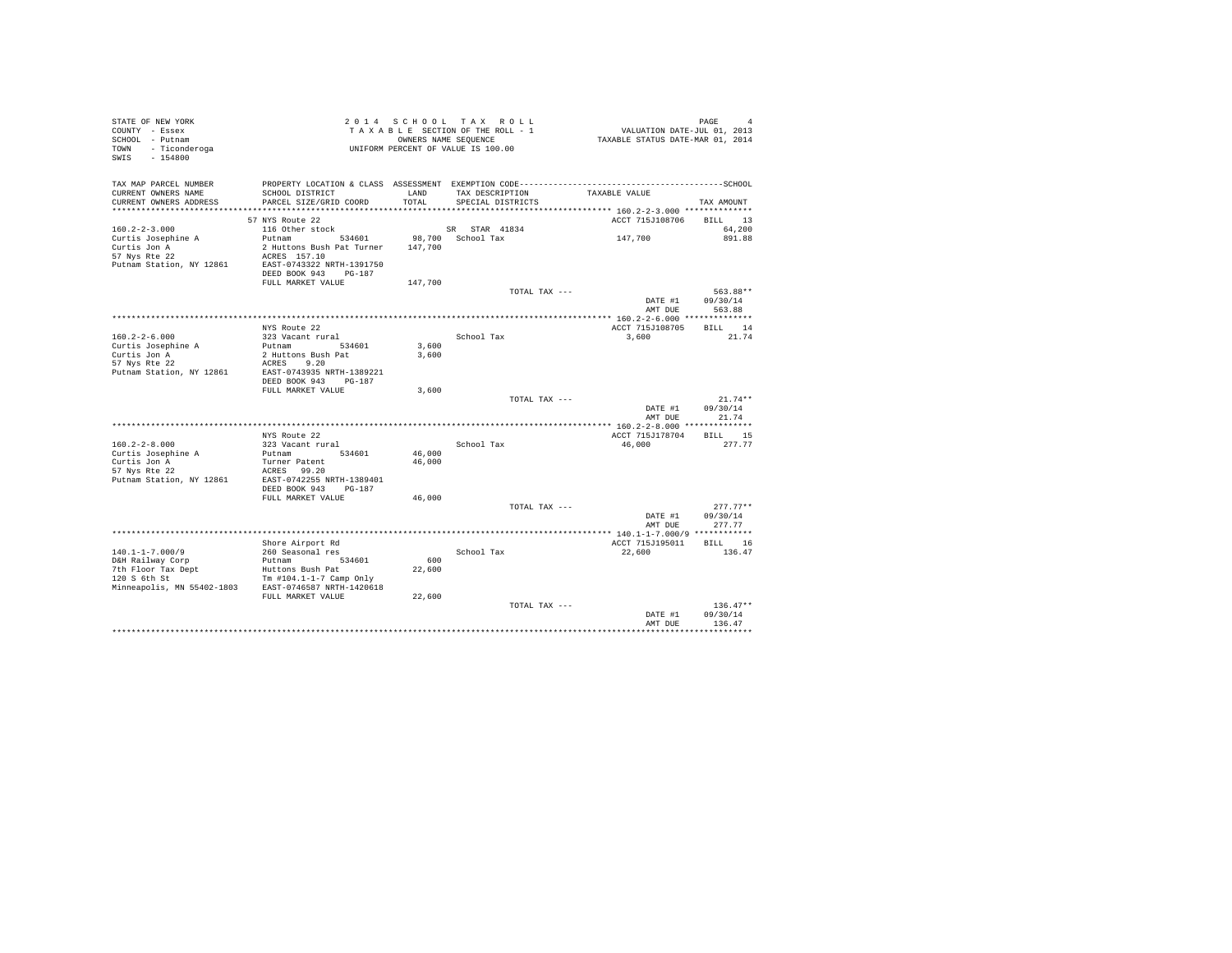STATE OF NEW YORK
COUNTY - Essex
SCHOOL - Putnam
TOWN - Ticonderoga
SWIS - 154800

2014 SCHOOL TAX ROLL
TAXABLE SECTION OF THE ROLL - 1
OWNERS NAME SEQUENCE
UNIFORM PERCENT OF VALUE IS 100.00

VALUATION DATE-JUL 01, 2013
TAXABLE STATUS DATE-MAR 01, 2014

| TAX MAP PARCEL NUMBER / CURRENT OWNERS NAME / CURRENT OWNERS ADDRESS | PROPERTY LOCATION & CLASS / SCHOOL DISTRICT / PARCEL SIZE/GRID COORD | ASSESSMENT LAND / TOTAL | EXEMPTION CODE / TAX DESCRIPTION / SPECIAL DISTRICTS | TAXABLE VALUE | TAX AMOUNT |
|---|---|---|---|---|---|
| **160.2-2-3.000** | 57 NYS Route 22 | | | ACCT 715J108706 | BILL 13 |
| 160.2-2-3.000 | 116 Other stock | | SR STAR 41834 | | 64,200 |
| Curtis Josephine A | Putnam 534601 | 98,700 | School Tax | 147,700 | 891.88 |
| Curtis Jon A | 2 Huttons Bush Pat Turner | 147,700 | | | |
| 57 Nys Rte 22 | ACRES 157.10 | | | | |
| Putnam Station, NY 12861 | EAST-0743322 NRTH-1391750 | | | | |
| | DEED BOOK 943 PG-187 | | | | |
| | FULL MARKET VALUE | 147,700 | | | |
| | | | TOTAL TAX --- | | 563.88** |
| | | | | DATE #1 | 09/30/14 |
| | | | | AMT DUE | 563.88 |
| **160.2-2-6.000** | NYS Route 22 | | | ACCT 715J108705 | BILL 14 |
| 160.2-2-6.000 | 323 Vacant rural | | School Tax | 3,600 | 21.74 |
| Curtis Josephine A | Putnam 534601 | 3,600 | | | |
| Curtis Jon A | 2 Huttons Bush Pat | 3,600 | | | |
| 57 Nys Rte 22 | ACRES 9.20 | | | | |
| Putnam Station, NY 12861 | EAST-0743935 NRTH-1389221 | | | | |
| | DEED BOOK 943 PG-187 | | | | |
| | FULL MARKET VALUE | 3,600 | | | |
| | | | TOTAL TAX --- | | 21.74** |
| | | | | DATE #1 | 09/30/14 |
| | | | | AMT DUE | 21.74 |
| **160.2-2-8.000** | NYS Route 22 | | | ACCT 715J178704 | BILL 15 |
| 160.2-2-8.000 | 323 Vacant rural | | School Tax | 46,000 | 277.77 |
| Curtis Josephine A | Putnam 534601 | 46,000 | | | |
| Curtis Jon A | Turner Patent | 46,000 | | | |
| 57 Nys Rte 22 | ACRES 99.20 | | | | |
| Putnam Station, NY 12861 | EAST-0742255 NRTH-1389401 | | | | |
| | DEED BOOK 943 PG-187 | | | | |
| | FULL MARKET VALUE | 46,000 | | | |
| | | | TOTAL TAX --- | | 277.77** |
| | | | | DATE #1 | 09/30/14 |
| | | | | AMT DUE | 277.77 |
| **140.1-1-7.000/9** | Shore Airport Rd | | | ACCT 715J195011 | BILL 16 |
| 140.1-1-7.000/9 | 260 Seasonal res | | School Tax | 22,600 | 136.47 |
| D&H Railway Corp | Putnam 534601 | 600 | | | |
| 7th Floor Tax Dept | Huttons Bush Pat | 22,600 | | | |
| 120 S 6th St | Tm #104.1-1-7 Camp Only | | | | |
| Minneapolis, MN 55402-1803 | EAST-0746587 NRTH-1420618 | | | | |
| | FULL MARKET VALUE | 22,600 | | | |
| | | | TOTAL TAX --- | | 136.47** |
| | | | | DATE #1 | 09/30/14 |
| | | | | AMT DUE | 136.47 |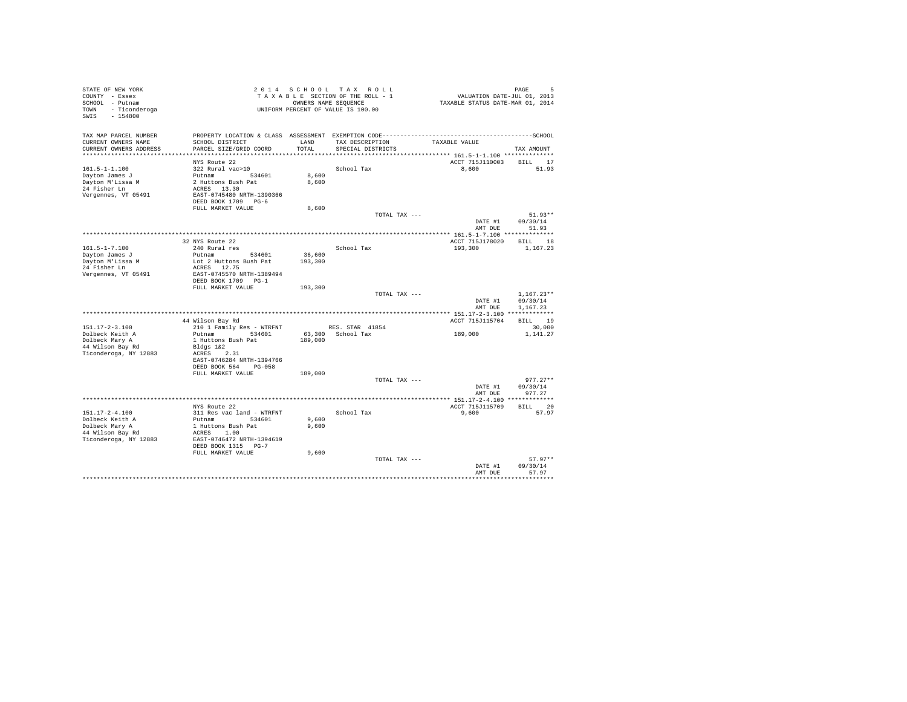STATE OF NEW YORK
COUNTY - Essex
SCHOOL - Putnam
TOWN - Ticonderoga
SWIS - 154800

2014 SCHOOL TAX ROLL
TAXABLE SECTION OF THE ROLL - 1
OWNERS NAME SEQUENCE
UNIFORM PERCENT OF VALUE IS 100.00

VALUATION DATE-JUL 01, 2013
TAXABLE STATUS DATE-MAR 01, 2014

| TAX MAP PARCEL NUMBER / CURRENT OWNERS NAME / CURRENT OWNERS ADDRESS | PROPERTY LOCATION & CLASS / SCHOOL DISTRICT / PARCEL SIZE/GRID COORD | ASSESSMENT LAND / TOTAL | EXEMPTION CODE / TAX DESCRIPTION / SPECIAL DISTRICTS | TAXABLE VALUE | TAX AMOUNT |
|---|---|---|---|---|---|
| 161.5-1-1.100 | NYS Route 22 | | | ACCT 715J110003 | BILL 17 |
| Dayton James J | 322 Rural vac>10 | | School Tax | 8,600 | 51.93 |
| Dayton M'Lissa M | Putnam 534601 | 8,600 | | | |
| 24 Fisher Ln | 2 Huttons Bush Pat | 8,600 | | | |
| Vergennes, VT 05491 | ACRES 13.30 | | | | |
| | EAST-0745480 NRTH-1390366 | | | | |
| | DEED BOOK 1709 PG-6 | | | | |
| | FULL MARKET VALUE | 8,600 | | | |
| | | | TOTAL TAX --- | | 51.93** |
| | | | | DATE #1 | 09/30/14 |
| | | | | AMT DUE | 51.93 |
| 161.5-1-7.100 | 32 NYS Route 22 | | | ACCT 715J178020 | BILL 18 |
| Dayton James J | 240 Rural res | | School Tax | 193,300 | 1,167.23 |
| Dayton M'Lissa M | Putnam 534601 | 36,600 | | | |
| 24 Fisher Ln | Lot 2 Huttons Bush Pat | 193,300 | | | |
| Vergennes, VT 05491 | ACRES 12.75 | | | | |
| | EAST-0745570 NRTH-1389494 | | | | |
| | DEED BOOK 1709 PG-1 | | | | |
| | FULL MARKET VALUE | 193,300 | | | |
| | | | TOTAL TAX --- | | 1,167.23** |
| | | | | DATE #1 | 09/30/14 |
| | | | | AMT DUE | 1,167.23 |
| 151.17-2-3.100 | 44 Wilson Bay Rd | | | ACCT 715J115704 | BILL 19 |
| Dolbeck Keith A | 210 1 Family Res - WTRFNT | | RES. STAR 41854 | | 30,000 |
| Dolbeck Mary A | Putnam 534601 | 63,300 | School Tax | 189,000 | 1,141.27 |
| 44 Wilson Bay Rd | 1 Huttons Bush Pat | 189,000 | | | |
| Ticonderoga, NY 12883 | Bldgs 1&2 | | | | |
| | ACRES 2.31 | | | | |
| | EAST-0746284 NRTH-1394766 | | | | |
| | DEED BOOK 564 PG-058 | | | | |
| | FULL MARKET VALUE | 189,000 | | | |
| | | | TOTAL TAX --- | | 977.27** |
| | | | | DATE #1 | 09/30/14 |
| | | | | AMT DUE | 977.27 |
| 151.17-2-4.100 | NYS Route 22 | | | ACCT 715J115709 | BILL 20 |
| Dolbeck Keith A | 311 Res vac land - WTRFNT | | School Tax | 9,600 | 57.97 |
| Dolbeck Mary A | Putnam 534601 | 9,600 | | | |
| 44 Wilson Bay Rd | 1 Huttons Bush Pat | 9,600 | | | |
| Ticonderoga, NY 12883 | ACRES 1.00 | | | | |
| | EAST-0746472 NRTH-1394619 | | | | |
| | DEED BOOK 1315 PG-7 | | | | |
| | FULL MARKET VALUE | 9,600 | | | |
| | | | TOTAL TAX --- | | 57.97** |
| | | | | DATE #1 | 09/30/14 |
| | | | | AMT DUE | 57.97 |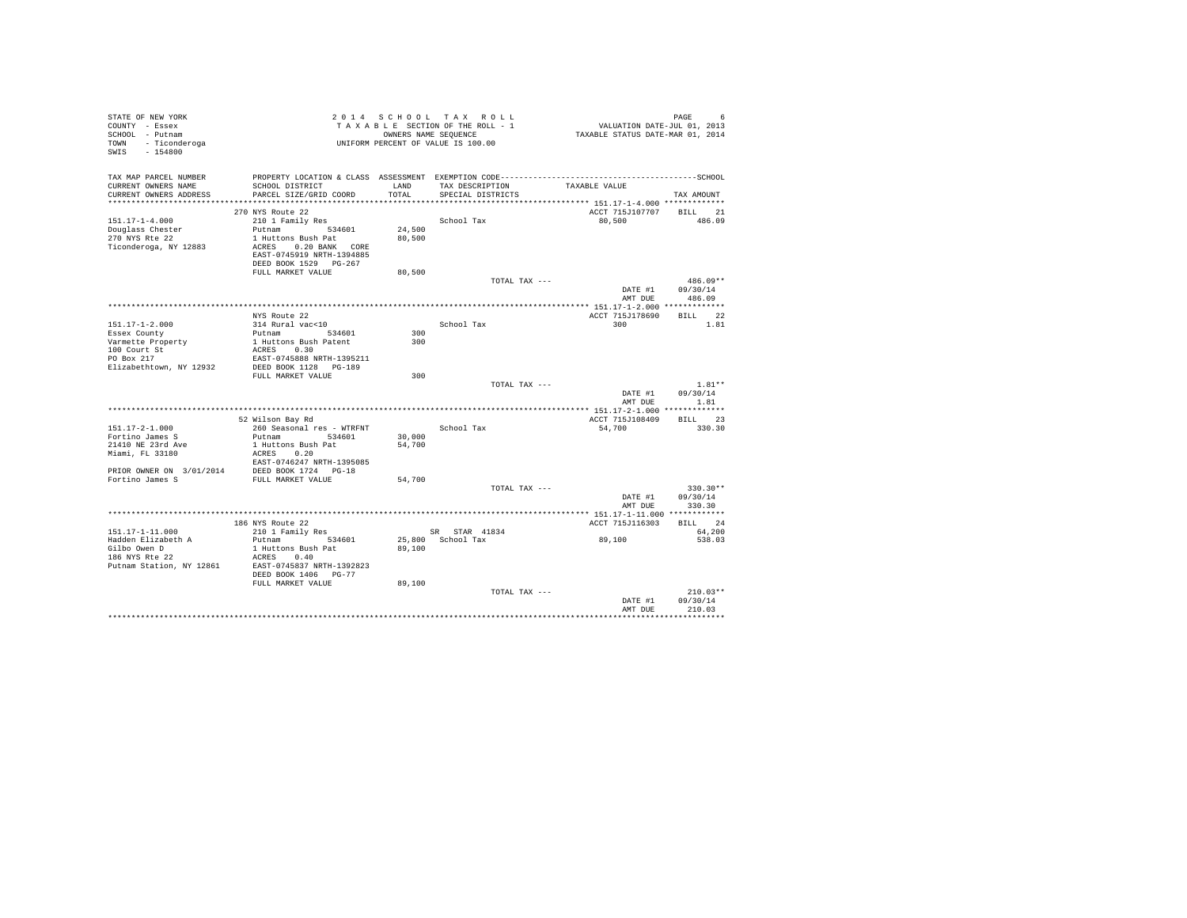STATE OF NEW YORK
COUNTY - Essex
SCHOOL - Putnam
TOWN - Ticonderoga
SWIS - 154800

2 0 1 4 S C H O O L T A X R O L L
T A X A B L E SECTION OF THE ROLL - 1
OWNERS NAME SEQUENCE
UNIFORM PERCENT OF VALUE IS 100.00

VALUATION DATE-JUL 01, 2013
TAXABLE STATUS DATE-MAR 01, 2014

| TAX MAP PARCEL NUMBER / CURRENT OWNERS NAME / CURRENT OWNERS ADDRESS | PROPERTY LOCATION & CLASS / SCHOOL DISTRICT / PARCEL SIZE/GRID COORD | ASSESSMENT LAND / TOTAL | EXEMPTION CODE / TAX DESCRIPTION / SPECIAL DISTRICTS | TAXABLE VALUE | TAX AMOUNT |
|---|---|---|---|---|---|
| **151.17-1-4.000** | 270 NYS Route 22 | | | ACCT 715J107707 | BILL 21 |
| 151.17-1-4.000 | 210 1 Family Res | | School Tax | 80,500 | 486.09 |
| Douglass Chester | Putnam 534601 | 24,500 | | | |
| 270 NYS Rte 22 | 1 Huttons Bush Pat | 80,500 | | | |
| Ticonderoga, NY 12883 | ACRES 0.20 BANK CORE | | | | |
| | EAST-0745919 NRTH-1394885 | | | | |
| | DEED BOOK 1529 PG-267 | | | | |
| | FULL MARKET VALUE | 80,500 | | | |
| | | | TOTAL TAX --- | | 486.09** |
| | | | | DATE #1 | 09/30/14 |
| | | | | AMT DUE | 486.09 |
| **151.17-1-2.000** | NYS Route 22 | | | ACCT 715J178690 | BILL 22 |
| 151.17-1-2.000 | 314 Rural vac<10 | | School Tax | 300 | 1.81 |
| Essex County | Putnam 534601 | 300 | | | |
| Varmette Property | 1 Huttons Bush Patent | 300 | | | |
| 100 Court St | ACRES 0.30 | | | | |
| PO Box 217 | EAST-0745888 NRTH-1395211 | | | | |
| Elizabethtown, NY 12932 | DEED BOOK 1128 PG-189 | | | | |
| | FULL MARKET VALUE | 300 | | | |
| | | | TOTAL TAX --- | | 1.81** |
| | | | | DATE #1 | 09/30/14 |
| | | | | AMT DUE | 1.81 |
| **151.17-2-1.000** | 52 Wilson Bay Rd | | | ACCT 715J108409 | BILL 23 |
| 151.17-2-1.000 | 260 Seasonal res - WTRFNT | | School Tax | 54,700 | 330.30 |
| Fortino James S | Putnam 534601 | 30,000 | | | |
| 21410 NE 23rd Ave | 1 Huttons Bush Pat | 54,700 | | | |
| Miami, FL 33180 | ACRES 0.20 | | | | |
| | EAST-0746247 NRTH-1395085 | | | | |
| PRIOR OWNER ON 3/01/2014 | DEED BOOK 1724 PG-18 | | | | |
| Fortino James S | FULL MARKET VALUE | 54,700 | | | |
| | | | TOTAL TAX --- | | 330.30** |
| | | | | DATE #1 | 09/30/14 |
| | | | | AMT DUE | 330.30 |
| **151.17-1-11.000** | 186 NYS Route 22 | | | ACCT 715J116303 | BILL 24 |
| 151.17-1-11.000 | 210 1 Family Res | | SR STAR 41834 | | 64,200 |
| Hadden Elizabeth A | Putnam 534601 | 25,800 | School Tax | 89,100 | 538.03 |
| Gilbo Owen D | 1 Huttons Bush Pat | 89,100 | | | |
| 186 NYS Rte 22 | ACRES 0.40 | | | | |
| Putnam Station, NY 12861 | EAST-0745837 NRTH-1392823 | | | | |
| | DEED BOOK 1406 PG-77 | | | | |
| | FULL MARKET VALUE | 89,100 | | | |
| | | | TOTAL TAX --- | | 210.03** |
| | | | | DATE #1 | 09/30/14 |
| | | | | AMT DUE | 210.03 |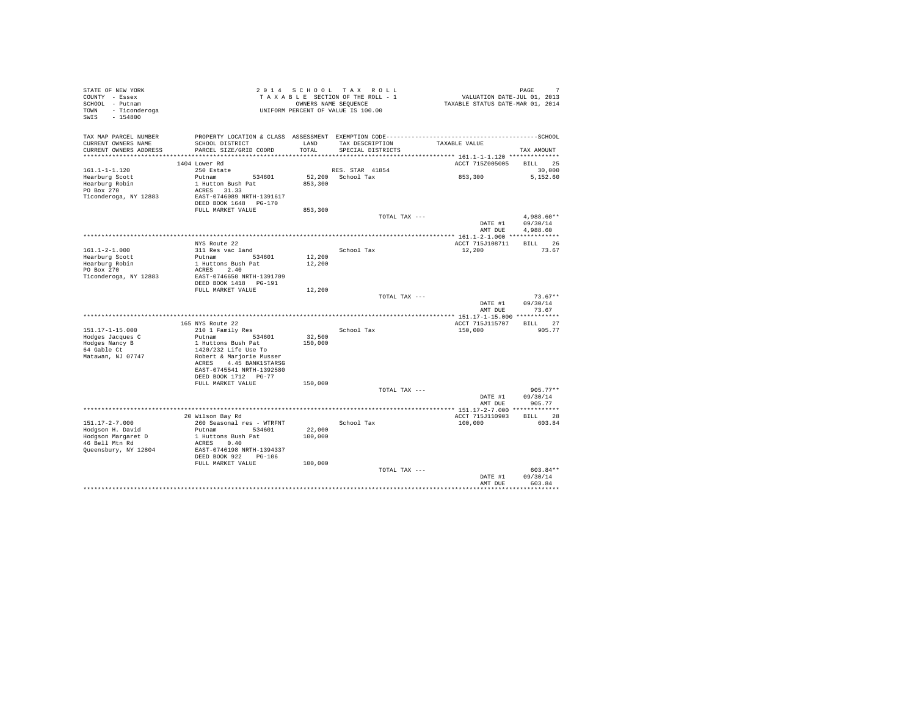STATE OF NEW YORK
COUNTY - Essex
SCHOOL - Putnam
TOWN - Ticonderoga
SWIS - 154800

2 0 1 4 S C H O O L T A X R O L L
T A X A B L E SECTION OF THE ROLL - 1
OWNERS NAME SEQUENCE
UNIFORM PERCENT OF VALUE IS 100.00

VALUATION DATE-JUL 01, 2013
TAXABLE STATUS DATE-MAR 01, 2014

| TAX MAP PARCEL NUMBER / CURRENT OWNERS NAME / CURRENT OWNERS ADDRESS | PROPERTY LOCATION & CLASS / SCHOOL DISTRICT / PARCEL SIZE/GRID COORD | ASSESSMENT LAND / TOTAL | EXEMPTION CODE / TAX DESCRIPTION / SPECIAL DISTRICTS | TAXABLE VALUE | TAX AMOUNT |
|---|---|---|---|---|---|
| 161.1-1-1.120 | 1404 Lower Rd | | | ACCT 715Z005005 | BILL 25 |
| Hearburg Scott | 250 Estate | | RES. STAR 41854 | | 30,000 |
| Hearburg Robin | Putnam 534601 | 52,200 | School Tax | 853,300 | 5,152.60 |
| PO Box 270 | 1 Hutton Bush Pat | 853,300 | | | |
| Ticonderoga, NY 12883 | ACRES 31.33 | | | | |
| | EAST-0746089 NRTH-1391617 | | | | |
| | DEED BOOK 1648 PG-170 | | | | |
| | FULL MARKET VALUE | 853,300 | | | |
| | | | TOTAL TAX --- | | 4,988.60** |
| | | | | DATE #1 | 09/30/14 |
| | | | | AMT DUE | 4,988.60 |
| 161.1-2-1.000 | NYS Route 22 | | | ACCT 715J108711 | BILL 26 |
| Hearburg Scott | 311 Res vac land | | School Tax | 12,200 | 73.67 |
| Hearburg Robin | Putnam 534601 | 12,200 | | | |
| PO Box 270 | 1 Huttons Bush Pat | 12,200 | | | |
| Ticonderoga, NY 12883 | ACRES 2.40 | | | | |
| | EAST-0746650 NRTH-1391709 | | | | |
| | DEED BOOK 1418 PG-191 | | | | |
| | FULL MARKET VALUE | 12,200 | | | |
| | | | TOTAL TAX --- | | 73.67** |
| | | | | DATE #1 | 09/30/14 |
| | | | | AMT DUE | 73.67 |
| 151.17-1-15.000 | 165 NYS Route 22 | | | ACCT 715J115707 | BILL 27 |
| Hodges Jacques C | 210 1 Family Res | | School Tax | 150,000 | 905.77 |
| Hodges Nancy B | Putnam 534601 | 32,500 | | | |
| 64 Gable Ct | 1 Huttons Bush Pat | 150,000 | | | |
| Matawan, NJ 07747 | 1420/232 Life Use To | | | | |
| | Robert & Marjorie Musser | | | | |
| | ACRES 4.45 BANK1STARSG | | | | |
| | EAST-0745541 NRTH-1392580 | | | | |
| | DEED BOOK 1712 PG-77 | | | | |
| | FULL MARKET VALUE | 150,000 | | | |
| | | | TOTAL TAX --- | | 905.77** |
| | | | | DATE #1 | 09/30/14 |
| | | | | AMT DUE | 905.77 |
| 151.17-2-7.000 | 20 Wilson Bay Rd | | | ACCT 715J110903 | BILL 28 |
| Hodgson H. David | 260 Seasonal res - WTRFNT | | School Tax | 100,000 | 603.84 |
| Hodgson Margaret D | Putnam 534601 | 22,000 | | | |
| 46 Bell Mtn Rd | 1 Huttons Bush Pat | 100,000 | | | |
| Queensbury, NY 12804 | ACRES 0.40 | | | | |
| | EAST-0746198 NRTH-1394337 | | | | |
| | DEED BOOK 922 PG-106 | | | | |
| | FULL MARKET VALUE | 100,000 | | | |
| | | | TOTAL TAX --- | | 603.84** |
| | | | | DATE #1 | 09/30/14 |
| | | | | AMT DUE | 603.84 |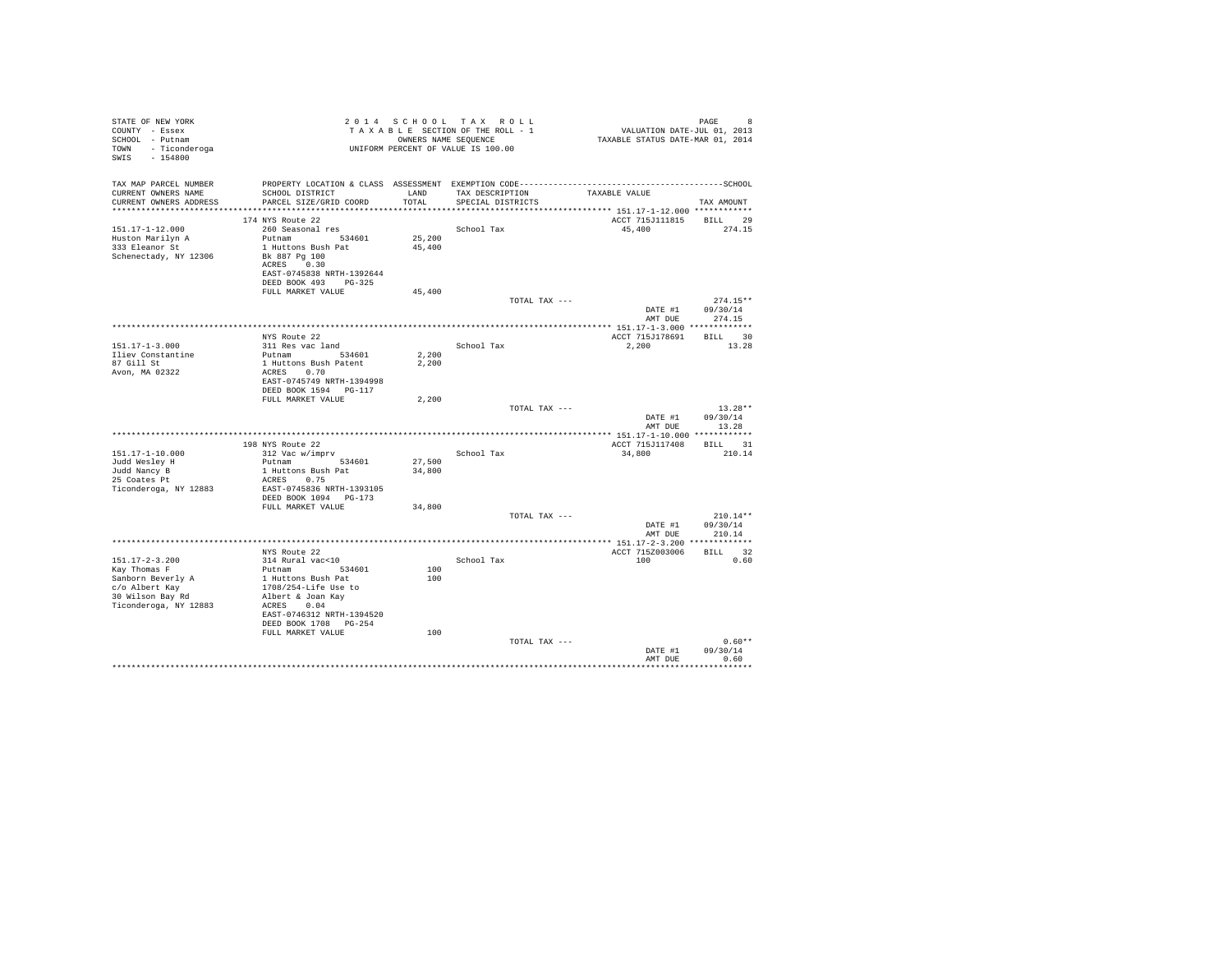STATE OF NEW YORK
COUNTY - Essex
SCHOOL - Putnam
TOWN - Ticonderoga
SWIS - 154800

2 0 1 4 S C H O O L T A X R O L L
T A X A B L E SECTION OF THE ROLL - 1
OWNERS NAME SEQUENCE
UNIFORM PERCENT OF VALUE IS 100.00

VALUATION DATE-JUL 01, 2013
TAXABLE STATUS DATE-MAR 01, 2014

| TAX MAP PARCEL NUMBER / CURRENT OWNERS NAME / CURRENT OWNERS ADDRESS | PROPERTY LOCATION & CLASS / SCHOOL DISTRICT / PARCEL SIZE/GRID COORD | ASSESSMENT LAND / TOTAL | EXEMPTION CODE / TAX DESCRIPTION / SPECIAL DISTRICTS | TAXABLE VALUE | SCHOOL TAX AMOUNT |
|---|---|---|---|---|---|
| 151.17-1-12.000 | 174 NYS Route 22 | | | ACCT 715J111815 | BILL 29 |
| Huston Marilyn A | 260 Seasonal res | | School Tax | 45,400 | 274.15 |
| 333 Eleanor St | Putnam 534601 | 25,200 | | | |
| Schenectady, NY 12306 | 1 Huttons Bush Pat | 45,400 | | | |
| | Bk 887 Pg 100 | | | | |
| | ACRES 0.30 | | | | |
| | EAST-0745838 NRTH-1392644 | | | | |
| | DEED BOOK 493 PG-325 | | | | |
| | FULL MARKET VALUE | 45,400 | | | |
| | | | TOTAL TAX --- | | 274.15** |
| | | | | DATE #1 | 09/30/14 |
| | | | | AMT DUE | 274.15 |
| 151.17-1-3.000 | NYS Route 22 | | | ACCT 715J178691 | BILL 30 |
| Iliev Constantine | 311 Res vac land | | School Tax | 2,200 | 13.28 |
| 87 Gill St | Putnam 534601 | 2,200 | | | |
| Avon, MA 02322 | 1 Huttons Bush Patent | 2,200 | | | |
| | ACRES 0.70 | | | | |
| | EAST-0745749 NRTH-1394998 | | | | |
| | DEED BOOK 1594 PG-117 | | | | |
| | FULL MARKET VALUE | 2,200 | | | |
| | | | TOTAL TAX --- | | 13.28** |
| | | | | DATE #1 | 09/30/14 |
| | | | | AMT DUE | 13.28 |
| 151.17-1-10.000 | 198 NYS Route 22 | | | ACCT 715J117408 | BILL 31 |
| Judd Wesley H | 312 Vac w/imprv | | School Tax | 34,800 | 210.14 |
| Judd Nancy B | Putnam 534601 | 27,500 | | | |
| 25 Coates Pt | 1 Huttons Bush Pat | 34,800 | | | |
| Ticonderoga, NY 12883 | ACRES 0.75 | | | | |
| | EAST-0745836 NRTH-1393105 | | | | |
| | DEED BOOK 1094 PG-173 | | | | |
| | FULL MARKET VALUE | 34,800 | | | |
| | | | TOTAL TAX --- | | 210.14** |
| | | | | DATE #1 | 09/30/14 |
| | | | | AMT DUE | 210.14 |
| 151.17-2-3.200 | NYS Route 22 | | | ACCT 715Z003006 | BILL 32 |
| Kay Thomas F | 314 Rural vac<10 | | School Tax | 100 | 0.60 |
| Sanborn Beverly A | Putnam 534601 | 100 | | | |
| c/o Albert Kay | 1 Huttons Bush Pat | 100 | | | |
| 30 Wilson Bay Rd | 1708/254-Life Use to | | | | |
| Ticonderoga, NY 12883 | Albert & Joan Kay | | | | |
| | ACRES 0.04 | | | | |
| | EAST-0746312 NRTH-1394520 | | | | |
| | DEED BOOK 1708 PG-254 | | | | |
| | FULL MARKET VALUE | 100 | | | |
| | | | TOTAL TAX --- | | 0.60** |
| | | | | DATE #1 | 09/30/14 |
| | | | | AMT DUE | 0.60 |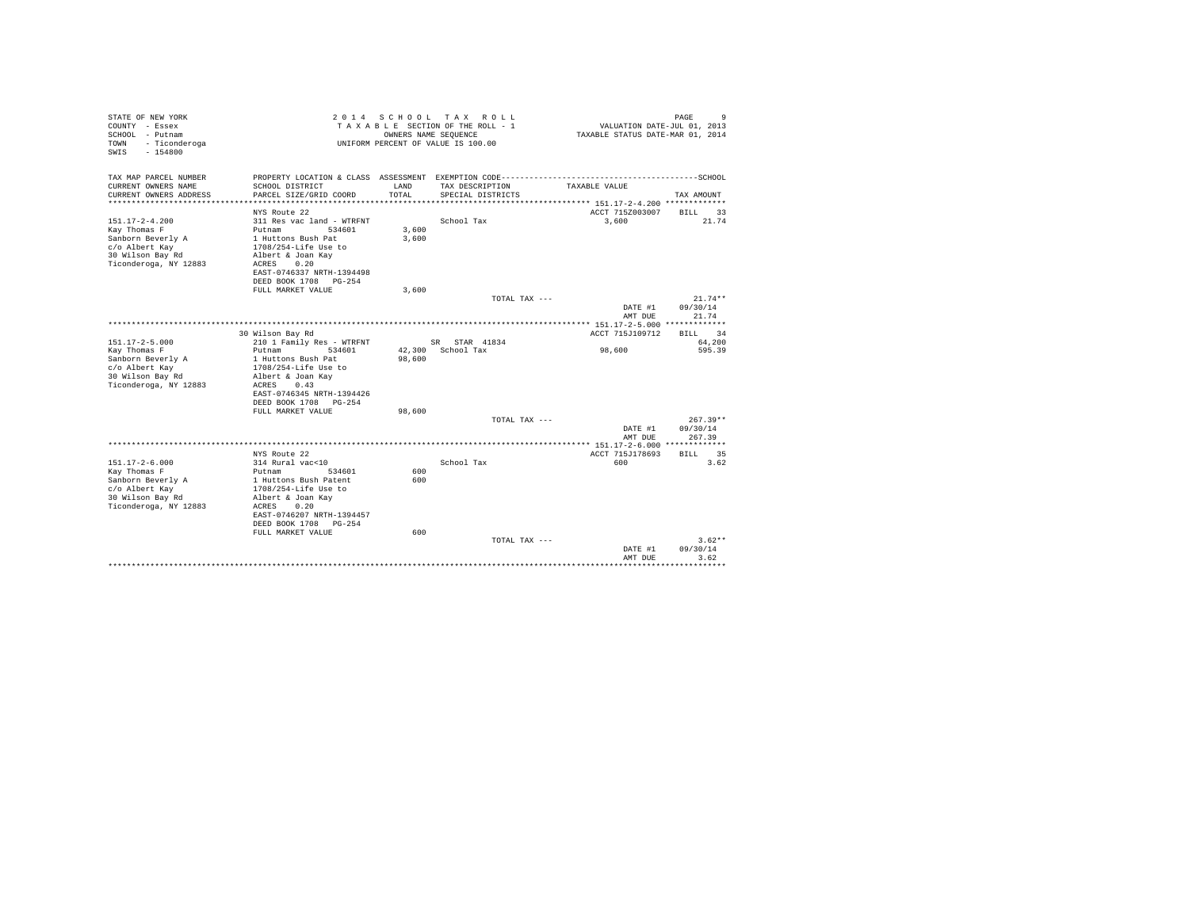STATE OF NEW YORK
COUNTY - Essex
SCHOOL - Putnam
TOWN - Ticonderoga
SWIS - 154800

**2 0 1 4 S C H O O L T A X R O L L**
T A X A B L E SECTION OF THE ROLL - 1
OWNERS NAME SEQUENCE
UNIFORM PERCENT OF VALUE IS 100.00

VALUATION DATE-JUL 01, 2013
TAXABLE STATUS DATE-MAR 01, 2014

| TAX MAP PARCEL NUMBER / CURRENT OWNERS NAME / CURRENT OWNERS ADDRESS | PROPERTY LOCATION & CLASS / SCHOOL DISTRICT / PARCEL SIZE/GRID COORD | ASSESSMENT LAND / TOTAL | EXEMPTION CODE / TAX DESCRIPTION / SPECIAL DISTRICTS | TAXABLE VALUE | TAX AMOUNT |
|---|---|---|---|---|---|
| 151.17-2-4.200 | NYS Route 22 | | | ACCT 715Z003007 | BILL 33 |
| Kay Thomas F | 311 Res vac land - WTRFNT | | School Tax | 3,600 | 21.74 |
| Sanborn Beverly A | Putnam 534601 | 3,600 | | | |
| c/o Albert Kay | 1 Huttons Bush Pat | 3,600 | | | |
| 30 Wilson Bay Rd | 1708/254-Life Use to | | | | |
| Ticonderoga, NY 12883 | Albert & Joan Kay | | | | |
| | ACRES 0.20 | | | | |
| | EAST-0746337 NRTH-1394498 | | | | |
| | DEED BOOK 1708 PG-254 | | | | |
| | FULL MARKET VALUE | 3,600 | | | |
| | | | TOTAL TAX --- | | 21.74** |
| | | | | DATE #1 | 09/30/14 |
| | | | | AMT DUE | 21.74 |
| 151.17-2-5.000 | 30 Wilson Bay Rd | | | ACCT 715J109712 | BILL 34 |
| Kay Thomas F | 210 1 Family Res - WTRFNT | | SR STAR 41834 | | 64,200 |
| Sanborn Beverly A | Putnam 534601 | 42,300 | School Tax | 98,600 | 595.39 |
| c/o Albert Kay | 1 Huttons Bush Pat | 98,600 | | | |
| 30 Wilson Bay Rd | 1708/254-Life Use to | | | | |
| Ticonderoga, NY 12883 | Albert & Joan Kay | | | | |
| | ACRES 0.43 | | | | |
| | EAST-0746345 NRTH-1394426 | | | | |
| | DEED BOOK 1708 PG-254 | | | | |
| | FULL MARKET VALUE | 98,600 | | | |
| | | | TOTAL TAX --- | | 267.39** |
| | | | | DATE #1 | 09/30/14 |
| | | | | AMT DUE | 267.39 |
| 151.17-2-6.000 | NYS Route 22 | | | ACCT 715J178693 | BILL 35 |
| Kay Thomas F | 314 Rural vac<10 | | School Tax | 600 | 3.62 |
| Sanborn Beverly A | Putnam 534601 | 600 | | | |
| c/o Albert Kay | 1 Huttons Bush Patent | 600 | | | |
| 30 Wilson Bay Rd | 1708/254-Life Use to | | | | |
| Ticonderoga, NY 12883 | Albert & Joan Kay | | | | |
| | ACRES 0.20 | | | | |
| | EAST-0746207 NRTH-1394457 | | | | |
| | DEED BOOK 1708 PG-254 | | | | |
| | FULL MARKET VALUE | 600 | | | |
| | | | TOTAL TAX --- | | 3.62** |
| | | | | DATE #1 | 09/30/14 |
| | | | | AMT DUE | 3.62 |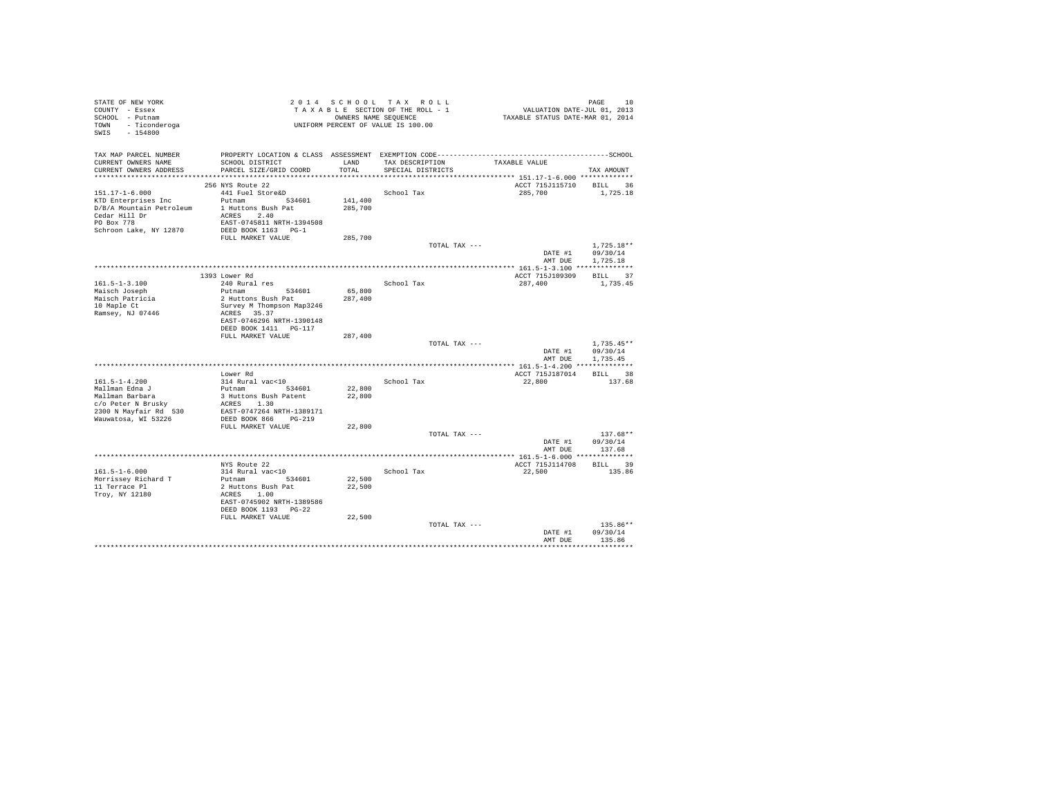STATE OF NEW YORK
COUNTY - Essex
SCHOOL - Putnam
TOWN - Ticonderoga
SWIS - 154800

2014 SCHOOL TAX ROLL
TAXABLE SECTION OF THE ROLL - 1
OWNERS NAME SEQUENCE
UNIFORM PERCENT OF VALUE IS 100.00

VALUATION DATE-JUL 01, 2013
TAXABLE STATUS DATE-MAR 01, 2014

| TAX MAP PARCEL NUMBER / CURRENT OWNERS NAME / CURRENT OWNERS ADDRESS | PROPERTY LOCATION & CLASS / SCHOOL DISTRICT / PARCEL SIZE/GRID COORD | ASSESSMENT LAND / TOTAL | EXEMPTION CODE / TAX DESCRIPTION / SPECIAL DISTRICTS | TAXABLE VALUE | TAX AMOUNT |
|---|---|---|---|---|---|
| 151.17-1-6.000 | 256 NYS Route 22 | | | ACCT 715J115710 | BILL 36 |
| KTD Enterprises Inc | 441 Fuel Store&D | | School Tax | 285,700 | 1,725.18 |
| D/B/A Mountain Petroleum | Putnam 534601 | 141,400 | | | |
| Cedar Hill Dr | 1 Huttons Bush Pat | 285,700 | | | |
| PO Box 778 | ACRES 2.40 | | | | |
| Schroon Lake, NY 12870 | EAST-0745811 NRTH-1394508 | | | | |
| | DEED BOOK 1163 PG-1 | | | | |
| | FULL MARKET VALUE | 285,700 | | | |
| | | | TOTAL TAX --- | | 1,725.18** |
| | | | | DATE #1 | 09/30/14 |
| | | | | AMT DUE | 1,725.18 |
| 161.5-1-3.100 | 1393 Lower Rd | | | ACCT 715J109309 | BILL 37 |
| Maisch Joseph | 240 Rural res | | School Tax | 287,400 | 1,735.45 |
| Maisch Patricia | Putnam 534601 | 65,800 | | | |
| 10 Maple Ct | 2 Huttons Bush Pat | 287,400 | | | |
| Ramsey, NJ 07446 | Survey M Thompson Map3246 | | | | |
| | ACRES 35.37 | | | | |
| | EAST-0746296 NRTH-1390148 | | | | |
| | DEED BOOK 1411 PG-117 | | | | |
| | FULL MARKET VALUE | 287,400 | | | |
| | | | TOTAL TAX --- | | 1,735.45** |
| | | | | DATE #1 | 09/30/14 |
| | | | | AMT DUE | 1,735.45 |
| 161.5-1-4.200 | Lower Rd | | | ACCT 715J187014 | BILL 38 |
| Mallman Edna J | 314 Rural vac<10 | | School Tax | 22,800 | 137.68 |
| Mallman Barbara | Putnam 534601 | 22,800 | | | |
| c/o Peter N Brusky | 3 Huttons Bush Patent | 22,800 | | | |
| 2300 N Mayfair Rd 530 | ACRES 1.30 | | | | |
| Wauwatosa, WI 53226 | EAST-0747264 NRTH-1389171 | | | | |
| | DEED BOOK 866 PG-219 | | | | |
| | FULL MARKET VALUE | 22,800 | | | |
| | | | TOTAL TAX --- | | 137.68** |
| | | | | DATE #1 | 09/30/14 |
| | | | | AMT DUE | 137.68 |
| 161.5-1-6.000 | NYS Route 22 | | | ACCT 715J114708 | BILL 39 |
| Morrissey Richard T | 314 Rural vac<10 | | School Tax | 22,500 | 135.86 |
| 11 Terrace Pl | Putnam 534601 | 22,500 | | | |
| Troy, NY 12180 | 2 Huttons Bush Pat | 22,500 | | | |
| | ACRES 1.00 | | | | |
| | EAST-0745902 NRTH-1389586 | | | | |
| | DEED BOOK 1193 PG-22 | | | | |
| | FULL MARKET VALUE | 22,500 | | | |
| | | | TOTAL TAX --- | | 135.86** |
| | | | | DATE #1 | 09/30/14 |
| | | | | AMT DUE | 135.86 |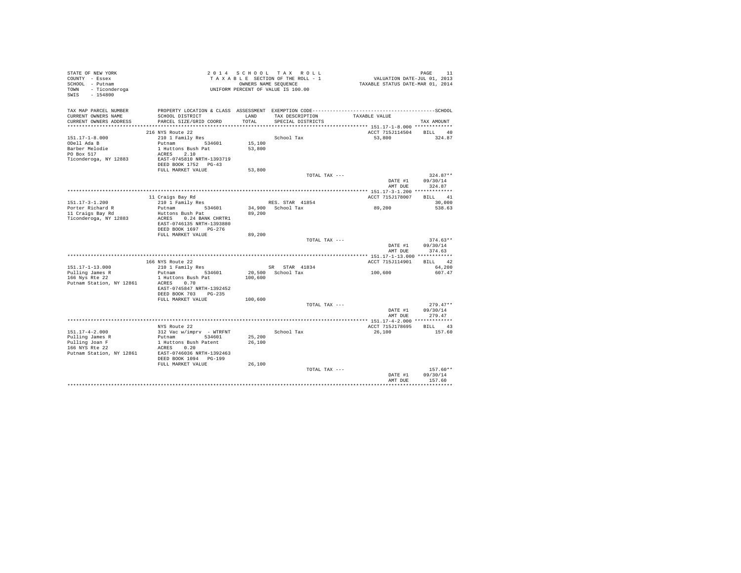```
STATE OF NEW YORK                                2 0 1 4   S C H O O L   T A X   R O L L                                  PAGE    11
COUNTY  - Essex                                  T A X A B L E  SECTION OF THE ROLL - 1                 VALUATION DATE-JUL 01, 2013
SCHOOL  - Putnam                                         OWNERS NAME SEQUENCE                         TAXABLE STATUS DATE-MAR 01, 2014
TOWN    - Ticonderoga                                UNIFORM PERCENT OF VALUE IS 100.00
SWIS    - 154800

TAX MAP PARCEL NUMBER      PROPERTY LOCATION & CLASS  ASSESSMENT  EXEMPTION CODE------------------------------------------------SCHOOL
CURRENT OWNERS NAME        SCHOOL DISTRICT              LAND      TAX DESCRIPTION              TAXABLE VALUE
CURRENT OWNERS ADDRESS     PARCEL SIZE/GRID COORD       TOTAL     SPECIAL DISTRICTS                                        TAX AMOUNT
****************************************************************************************************** 151.17-1-8.000 *************
                          216 NYS Route 22                                                       ACCT 715J114504    BILL    40
151.17-1-8.000             210 1 Family Res                      School Tax                        53,800               324.87
ODell Ada B                Putnam            534601     15,100
Barber Melodie             1 Huttons Bush Pat         53,800
PO Box 517                 ACRES    2.10
Ticonderoga, NY 12883      EAST-0745810 NRTH-1393719
                           DEED BOOK 1752   PG-43
                           FULL MARKET VALUE          53,800
                                                                  TOTAL TAX ---                                          324.87**
                                                                                                    DATE #1          09/30/14
                                                                                                    AMT DUE            324.87
****************************************************************************************************** 151.17-3-1.200 *************
                          11 Craigs Bay Rd                                                       ACCT 715J178007    BILL    41
151.17-3-1.200             210 1 Family Res                   RES. STAR 41854                                          30,000
Porter Richard R           Putnam            534601     34,900  School Tax                        89,200               538.63
11 Craigs Bay Rd           Huttons Bush Pat           89,200
Ticonderoga, NY 12883      ACRES    0.24 BANK CHRTR1
                           EAST-0746135 NRTH-1393880
                           DEED BOOK 1697   PG-276
                           FULL MARKET VALUE          89,200
                                                                  TOTAL TAX ---                                          374.63**
                                                                                                    DATE #1          09/30/14
                                                                                                    AMT DUE            374.63
****************************************************************************************************** 151.17-1-13.000 ************
                          166 NYS Route 22                                                       ACCT 715J114901    BILL    42
151.17-1-13.000            210 1 Family Res                    SR   STAR 41834                                         64,200
Pulling James R            Putnam            534601     20,500  School Tax                       100,600               607.47
166 Nys Rte 22             1 Huttons Bush Pat        100,600
Putnam Station, NY 12861   ACRES    0.70
                           EAST-0745847 NRTH-1392452
                           DEED BOOK 703    PG-235
                           FULL MARKET VALUE         100,600
                                                                  TOTAL TAX ---                                          279.47**
                                                                                                    DATE #1          09/30/14
                                                                                                    AMT DUE            279.47
****************************************************************************************************** 151.17-4-2.000 *************
                          NYS Route 22                                                           ACCT 715J178695    BILL    43
151.17-4-2.000             312 Vac w/imprv  - WTRFNT             School Tax                        26,100               157.60
Pulling James R            Putnam            534601     25,200
Pulling Joan F             1 Huttons Bush Patent      26,100
166 NYS Rte 22             ACRES    0.20
Putnam Station, NY 12861   EAST-0746036 NRTH-1392463
                           DEED BOOK 1094   PG-199
                           FULL MARKET VALUE          26,100
                                                                  TOTAL TAX ---                                          157.60**
                                                                                                    DATE #1          09/30/14
                                                                                                    AMT DUE            157.60
************************************************************************************************************************************
```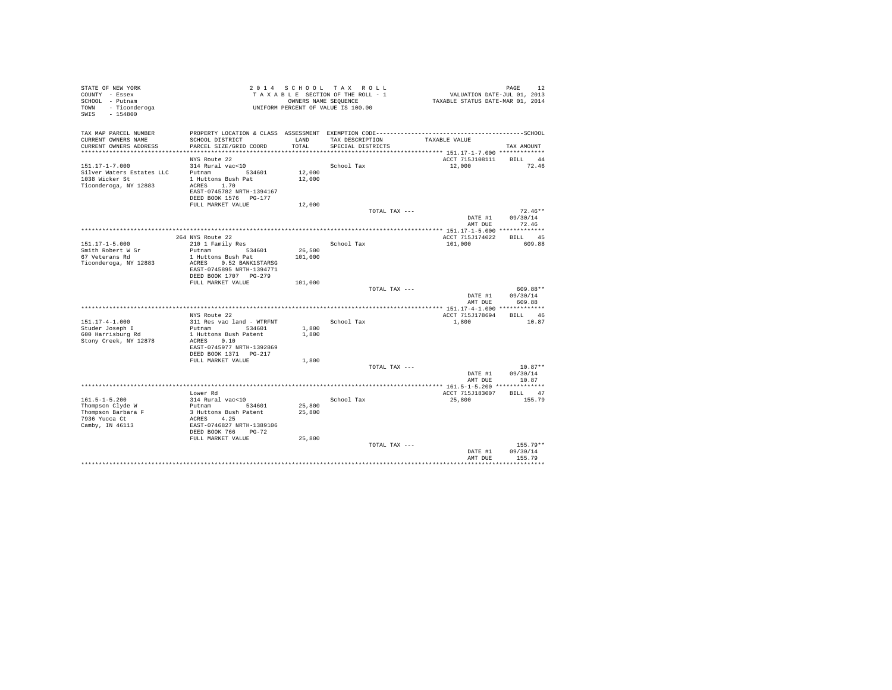STATE OF NEW YORK
COUNTY - Essex
SCHOOL - Putnam
TOWN - Ticonderoga
SWIS - 154800

2014 SCHOOL TAX ROLL
TAXABLE SECTION OF THE ROLL - 1
OWNERS NAME SEQUENCE
UNIFORM PERCENT OF VALUE IS 100.00

VALUATION DATE-JUL 01, 2013
TAXABLE STATUS DATE-MAR 01, 2014

| TAX MAP PARCEL NUMBER / CURRENT OWNERS NAME / CURRENT OWNERS ADDRESS | PROPERTY LOCATION & CLASS / SCHOOL DISTRICT / PARCEL SIZE/GRID COORD | ASSESSMENT LAND / TOTAL | EXEMPTION CODE / TAX DESCRIPTION / SPECIAL DISTRICTS | TAXABLE VALUE | TAX AMOUNT |
|---|---|---|---|---|---|
| 151.17-1-7.000 | NYS Route 22 | | | ACCT 715J108111 | BILL 44 |
| Silver Waters Estates LLC | 314 Rural vac<10 | | School Tax | 12,000 | 72.46 |
| 1038 Wicker St | Putnam 534601 | 12,000 | | | |
| Ticonderoga, NY 12883 | 1 Huttons Bush Pat | 12,000 | | | |
| | ACRES 1.70 | | | | |
| | EAST-0745782 NRTH-1394167 | | | | |
| | DEED BOOK 1576 PG-177 | | | | |
| | FULL MARKET VALUE | 12,000 | | | |
| | | | TOTAL TAX --- | | 72.46** |
| | | | | DATE #1 | 09/30/14 |
| | | | | AMT DUE | 72.46 |
| 151.17-1-5.000 | 264 NYS Route 22 | | | ACCT 715J174022 | BILL 45 |
| Smith Robert W Sr | 210 1 Family Res | | School Tax | 101,000 | 609.88 |
| 67 Veterans Rd | Putnam 534601 | 26,500 | | | |
| Ticonderoga, NY 12883 | 1 Huttons Bush Pat | 101,000 | | | |
| | ACRES 0.52 BANK1STARSG | | | | |
| | EAST-0745895 NRTH-1394771 | | | | |
| | DEED BOOK 1707 PG-279 | | | | |
| | FULL MARKET VALUE | 101,000 | | | |
| | | | TOTAL TAX --- | | 609.88** |
| | | | | DATE #1 | 09/30/14 |
| | | | | AMT DUE | 609.88 |
| 151.17-4-1.000 | NYS Route 22 | | | ACCT 715J178694 | BILL 46 |
| Studer Joseph I | 311 Res vac land - WTRFNT | | School Tax | 1,800 | 10.87 |
| 600 Harrisburg Rd | Putnam 534601 | 1,800 | | | |
| Stony Creek, NY 12878 | 1 Huttons Bush Patent | 1,800 | | | |
| | ACRES 0.10 | | | | |
| | EAST-0745977 NRTH-1392869 | | | | |
| | DEED BOOK 1371 PG-217 | | | | |
| | FULL MARKET VALUE | 1,800 | | | |
| | | | TOTAL TAX --- | | 10.87** |
| | | | | DATE #1 | 09/30/14 |
| | | | | AMT DUE | 10.87 |
| 161.5-1-5.200 | Lower Rd | | | ACCT 715J183007 | BILL 47 |
| Thompson Clyde W | 314 Rural vac<10 | | School Tax | 25,800 | 155.79 |
| Thompson Barbara F | Putnam 534601 | 25,800 | | | |
| 7936 Yucca Ct | 3 Huttons Bush Patent | 25,800 | | | |
| Camby, IN 46113 | ACRES 4.25 | | | | |
| | EAST-0746827 NRTH-1389106 | | | | |
| | DEED BOOK 766 PG-72 | | | | |
| | FULL MARKET VALUE | 25,800 | | | |
| | | | TOTAL TAX --- | | 155.79** |
| | | | | DATE #1 | 09/30/14 |
| | | | | AMT DUE | 155.79 |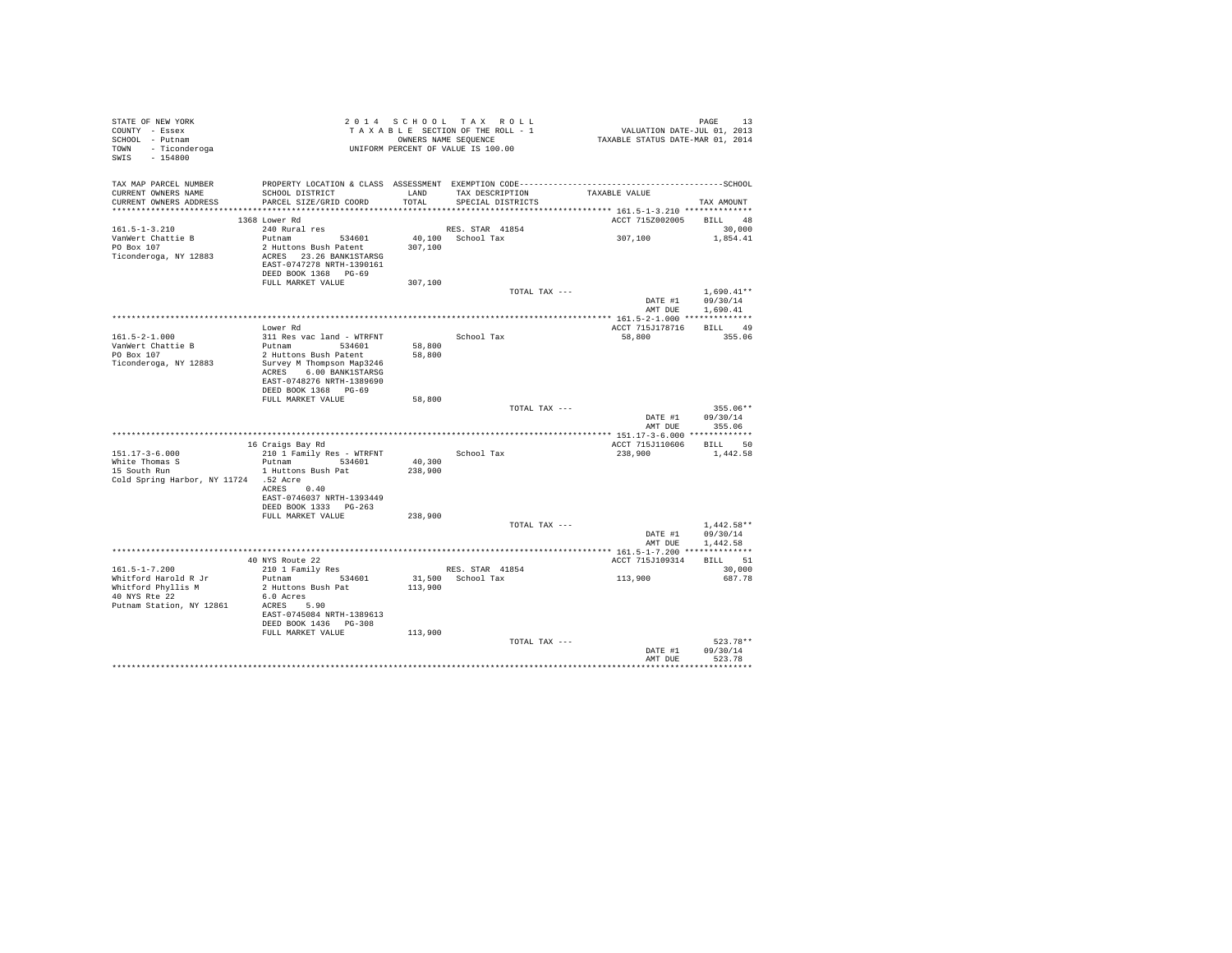STATE OF NEW YORK
COUNTY - Essex
SCHOOL - Putnam
TOWN - Ticonderoga
SWIS - 154800

2014 SCHOOL TAX ROLL
TAXABLE SECTION OF THE ROLL - 1
OWNERS NAME SEQUENCE
UNIFORM PERCENT OF VALUE IS 100.00

VALUATION DATE-JUL 01, 2013
TAXABLE STATUS DATE-MAR 01, 2014

| TAX MAP PARCEL NUMBER / CURRENT OWNERS NAME / CURRENT OWNERS ADDRESS | PROPERTY LOCATION & CLASS / SCHOOL DISTRICT / PARCEL SIZE/GRID COORD | ASSESSMENT LAND / TOTAL | EXEMPTION CODE / TAX DESCRIPTION / SPECIAL DISTRICTS | TAXABLE VALUE | TAX AMOUNT |
|---|---|---|---|---|---|
| **161.5-1-3.210** | 1368 Lower Rd | | | ACCT 715Z002005 | BILL 48 |
| 161.5-1-3.210 | 240 Rural res | | RES. STAR 41854 | | 30,000 |
| VanWert Chattie B | Putnam 534601 | 40,100 | School Tax | 307,100 | 1,854.41 |
| PO Box 107 | 2 Huttons Bush Patent | 307,100 | | | |
| Ticonderoga, NY 12883 | ACRES 23.26 BANK1STARSG | | | | |
| | EAST-0747278 NRTH-1390161 | | | | |
| | DEED BOOK 1368 PG-69 | | | | |
| | FULL MARKET VALUE | 307,100 | | | |
| | | | TOTAL TAX --- | | 1,690.41** |
| | | | | DATE #1 | 09/30/14 |
| | | | | AMT DUE | 1,690.41 |
| **161.5-2-1.000** | Lower Rd | | | ACCT 715J178716 | BILL 49 |
| 161.5-2-1.000 | 311 Res vac land - WTRFNT | | School Tax | 58,800 | 355.06 |
| VanWert Chattie B | Putnam 534601 | 58,800 | | | |
| PO Box 107 | 2 Huttons Bush Patent | 58,800 | | | |
| Ticonderoga, NY 12883 | Survey M Thompson Map3246 | | | | |
| | ACRES 6.00 BANK1STARSG | | | | |
| | EAST-0748276 NRTH-1389690 | | | | |
| | DEED BOOK 1368 PG-69 | | | | |
| | FULL MARKET VALUE | 58,800 | | | |
| | | | TOTAL TAX --- | | 355.06** |
| | | | | DATE #1 | 09/30/14 |
| | | | | AMT DUE | 355.06 |
| **151.17-3-6.000** | 16 Craigs Bay Rd | | | ACCT 715J110606 | BILL 50 |
| 151.17-3-6.000 | 210 1 Family Res - WTRFNT | | School Tax | 238,900 | 1,442.58 |
| White Thomas S | Putnam 534601 | 40,300 | | | |
| 15 South Run | 1 Huttons Bush Pat | 238,900 | | | |
| Cold Spring Harbor, NY 11724 | .52 Acre | | | | |
| | ACRES 0.40 | | | | |
| | EAST-0746037 NRTH-1393449 | | | | |
| | DEED BOOK 1333 PG-263 | | | | |
| | FULL MARKET VALUE | 238,900 | | | |
| | | | TOTAL TAX --- | | 1,442.58** |
| | | | | DATE #1 | 09/30/14 |
| | | | | AMT DUE | 1,442.58 |
| **161.5-1-7.200** | 40 NYS Route 22 | | | ACCT 715J109314 | BILL 51 |
| 161.5-1-7.200 | 210 1 Family Res | | RES. STAR 41854 | | 30,000 |
| Whitford Harold R Jr | Putnam 534601 | 31,500 | School Tax | 113,900 | 687.78 |
| Whitford Phyllis M | 2 Huttons Bush Pat | 113,900 | | | |
| 40 NYS Rte 22 | 6.0 Acres | | | | |
| Putnam Station, NY 12861 | ACRES 5.90 | | | | |
| | EAST-0745084 NRTH-1389613 | | | | |
| | DEED BOOK 1436 PG-308 | | | | |
| | FULL MARKET VALUE | 113,900 | | | |
| | | | TOTAL TAX --- | | 523.78** |
| | | | | DATE #1 | 09/30/14 |
| | | | | AMT DUE | 523.78 |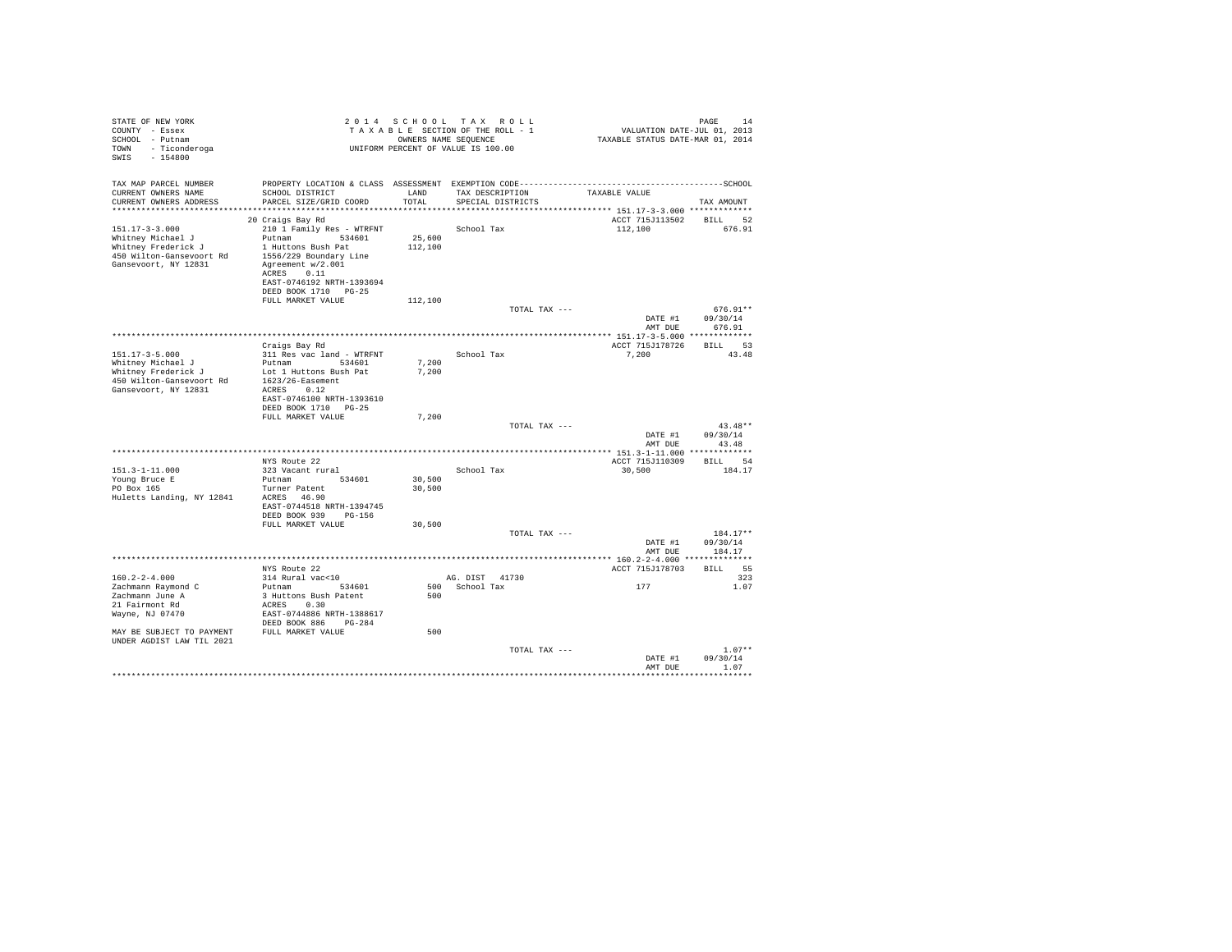STATE OF NEW YORK
COUNTY - Essex
SCHOOL - Putnam
TOWN - Ticonderoga
SWIS - 154800

2014 SCHOOL TAX ROLL
TAXABLE SECTION OF THE ROLL - 1
OWNERS NAME SEQUENCE
UNIFORM PERCENT OF VALUE IS 100.00

VALUATION DATE-JUL 01, 2013
TAXABLE STATUS DATE-MAR 01, 2014

| TAX MAP PARCEL NUMBER / CURRENT OWNERS NAME / CURRENT OWNERS ADDRESS | PROPERTY LOCATION & CLASS / SCHOOL DISTRICT / PARCEL SIZE/GRID COORD | ASSESSMENT LAND / TOTAL | EXEMPTION CODE / TAX DESCRIPTION / SPECIAL DISTRICTS | TAXABLE VALUE | TAX AMOUNT |
|---|---|---|---|---|---|
| | 20 Craigs Bay Rd | | | ACCT 715J113502 | BILL 52 |
| 151.17-3-3.000 | 210 1 Family Res - WTRFNT | | School Tax | 112,100 | 676.91 |
| Whitney Michael J | Putnam 534601 | 25,600 | | | |
| Whitney Frederick J | 1 Huttons Bush Pat | 112,100 | | | |
| 450 Wilton-Gansevoort Rd | 1556/229 Boundary Line | | | | |
| Gansevoort, NY 12831 | Agreement w/2.001 | | | | |
| | ACRES 0.11 | | | | |
| | EAST-0746192 NRTH-1393694 | | | | |
| | DEED BOOK 1710 PG-25 | | | | |
| | FULL MARKET VALUE | 112,100 | | | |
| | | | TOTAL TAX --- | | 676.91** |
| | | | | DATE #1 | 09/30/14 |
| | | | | AMT DUE | 676.91 |
| | Craigs Bay Rd | | | ACCT 715J178726 | BILL 53 |
| 151.17-3-5.000 | 311 Res vac land - WTRFNT | | School Tax | 7,200 | 43.48 |
| Whitney Michael J | Putnam 534601 | 7,200 | | | |
| Whitney Frederick J | Lot 1 Huttons Bush Pat | 7,200 | | | |
| 450 Wilton-Gansevoort Rd | 1623/26-Easement | | | | |
| Gansevoort, NY 12831 | ACRES 0.12 | | | | |
| | EAST-0746100 NRTH-1393610 | | | | |
| | DEED BOOK 1710 PG-25 | | | | |
| | FULL MARKET VALUE | 7,200 | | | |
| | | | TOTAL TAX --- | | 43.48** |
| | | | | DATE #1 | 09/30/14 |
| | | | | AMT DUE | 43.48 |
| | NYS Route 22 | | | ACCT 715J110309 | BILL 54 |
| 151.3-1-11.000 | 323 Vacant rural | | School Tax | 30,500 | 184.17 |
| Young Bruce E | Putnam 534601 | 30,500 | | | |
| PO Box 165 | Turner Patent | 30,500 | | | |
| Huletts Landing, NY 12841 | ACRES 46.90 | | | | |
| | EAST-0744518 NRTH-1394745 | | | | |
| | DEED BOOK 939 PG-156 | | | | |
| | FULL MARKET VALUE | 30,500 | | | |
| | | | TOTAL TAX --- | | 184.17** |
| | | | | DATE #1 | 09/30/14 |
| | | | | AMT DUE | 184.17 |
| | NYS Route 22 | | | ACCT 715J178703 | BILL 55 |
| 160.2-2-4.000 | 314 Rural vac<10 | | AG. DIST 41730 | | 323 |
| Zachmann Raymond C | Putnam 534601 | 500 | School Tax | 177 | 1.07 |
| Zachmann June A | 3 Huttons Bush Patent | 500 | | | |
| 21 Fairmont Rd | ACRES 0.30 | | | | |
| Wayne, NJ 07470 | EAST-0744886 NRTH-1388617 | | | | |
| | DEED BOOK 886 PG-284 | | | | |
| MAY BE SUBJECT TO PAYMENT | FULL MARKET VALUE | 500 | | | |
| UNDER AGDIST LAW TIL 2021 | | | | | |
| | | | TOTAL TAX --- | | 1.07** |
| | | | | DATE #1 | 09/30/14 |
| | | | | AMT DUE | 1.07 |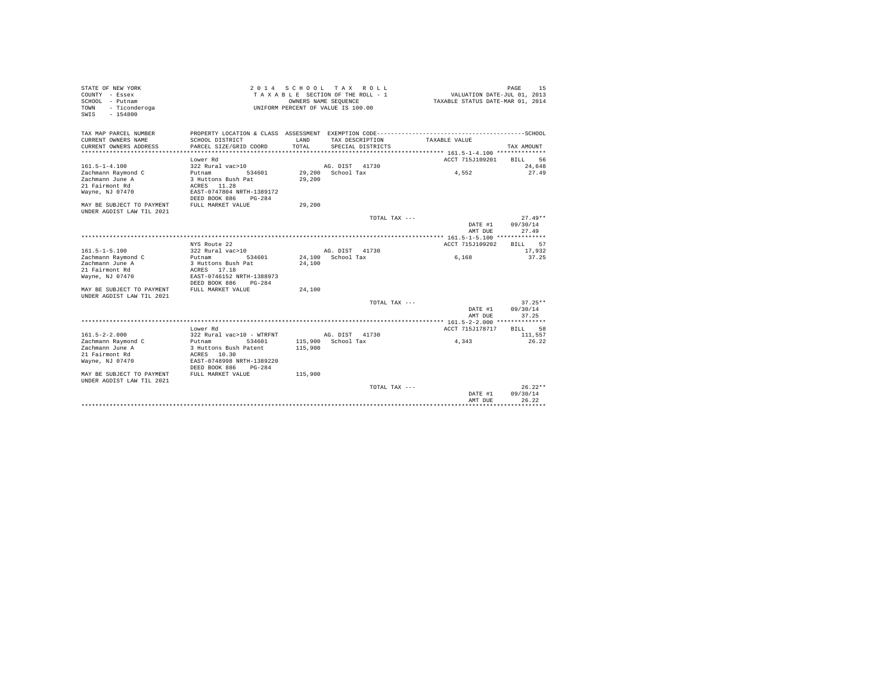STATE OF NEW YORK
COUNTY - Essex
SCHOOL - Putnam
TOWN - Ticonderoga
SWIS - 154800

2 0 1 4 S C H O O L T A X R O L L
T A X A B L E SECTION OF THE ROLL - 1
OWNERS NAME SEQUENCE
UNIFORM PERCENT OF VALUE IS 100.00

VALUATION DATE-JUL 01, 2013
TAXABLE STATUS DATE-MAR 01, 2014

| TAX MAP PARCEL NUMBER / CURRENT OWNERS NAME / CURRENT OWNERS ADDRESS | PROPERTY LOCATION & CLASS / SCHOOL DISTRICT / PARCEL SIZE/GRID COORD | ASSESSMENT LAND / TOTAL | EXEMPTION CODE / TAX DESCRIPTION / SPECIAL DISTRICTS | TAXABLE VALUE | TAX AMOUNT |
|---|---|---|---|---|---|
| | Lower Rd | | | ACCT 715J109201 | BILL 56 |
| 161.5-1-4.100 | 322 Rural vac>10 | | AG. DIST 41730 | | 24,648 |
| Zachmann Raymond C | Putnam 534601 | 29,200 | School Tax | 4,552 | 27.49 |
| Zachmann June A | 3 Huttons Bush Pat | 29,200 | | | |
| 21 Fairmont Rd | ACRES 11.28 | | | | |
| Wayne, NJ 07470 | EAST-0747804 NRTH-1389172 | | | | |
| | DEED BOOK 886 PG-284 | | | | |
| MAY BE SUBJECT TO PAYMENT UNDER AGDIST LAW TIL 2021 | FULL MARKET VALUE | 29,200 | | | |
| | | | TOTAL TAX --- | | 27.49** |
| | | | | DATE #1 | 09/30/14 |
| | | | | AMT DUE | 27.49 |
| | NYS Route 22 | | | ACCT 715J109202 | BILL 57 |
| 161.5-1-5.100 | 322 Rural vac>10 | | AG. DIST 41730 | | 17,932 |
| Zachmann Raymond C | Putnam 534601 | 24,100 | School Tax | 6,168 | 37.25 |
| Zachmann June A | 3 Huttons Bush Pat | 24,100 | | | |
| 21 Fairmont Rd | ACRES 17.18 | | | | |
| Wayne, NJ 07470 | EAST-0746152 NRTH-1388973 | | | | |
| | DEED BOOK 886 PG-284 | | | | |
| MAY BE SUBJECT TO PAYMENT UNDER AGDIST LAW TIL 2021 | FULL MARKET VALUE | 24,100 | | | |
| | | | TOTAL TAX --- | | 37.25** |
| | | | | DATE #1 | 09/30/14 |
| | | | | AMT DUE | 37.25 |
| | Lower Rd | | | ACCT 715J178717 | BILL 58 |
| 161.5-2-2.000 | 322 Rural vac>10 - WTRFNT | | AG. DIST 41730 | | 111,557 |
| Zachmann Raymond C | Putnam 534601 | 115,900 | School Tax | 4,343 | 26.22 |
| Zachmann June A | 3 Huttons Bush Patent | 115,900 | | | |
| 21 Fairmont Rd | ACRES 10.30 | | | | |
| Wayne, NJ 07470 | EAST-0748998 NRTH-1389220 | | | | |
| | DEED BOOK 886 PG-284 | | | | |
| MAY BE SUBJECT TO PAYMENT UNDER AGDIST LAW TIL 2021 | FULL MARKET VALUE | 115,900 | | | |
| | | | TOTAL TAX --- | | 26.22** |
| | | | | DATE #1 | 09/30/14 |
| | | | | AMT DUE | 26.22 |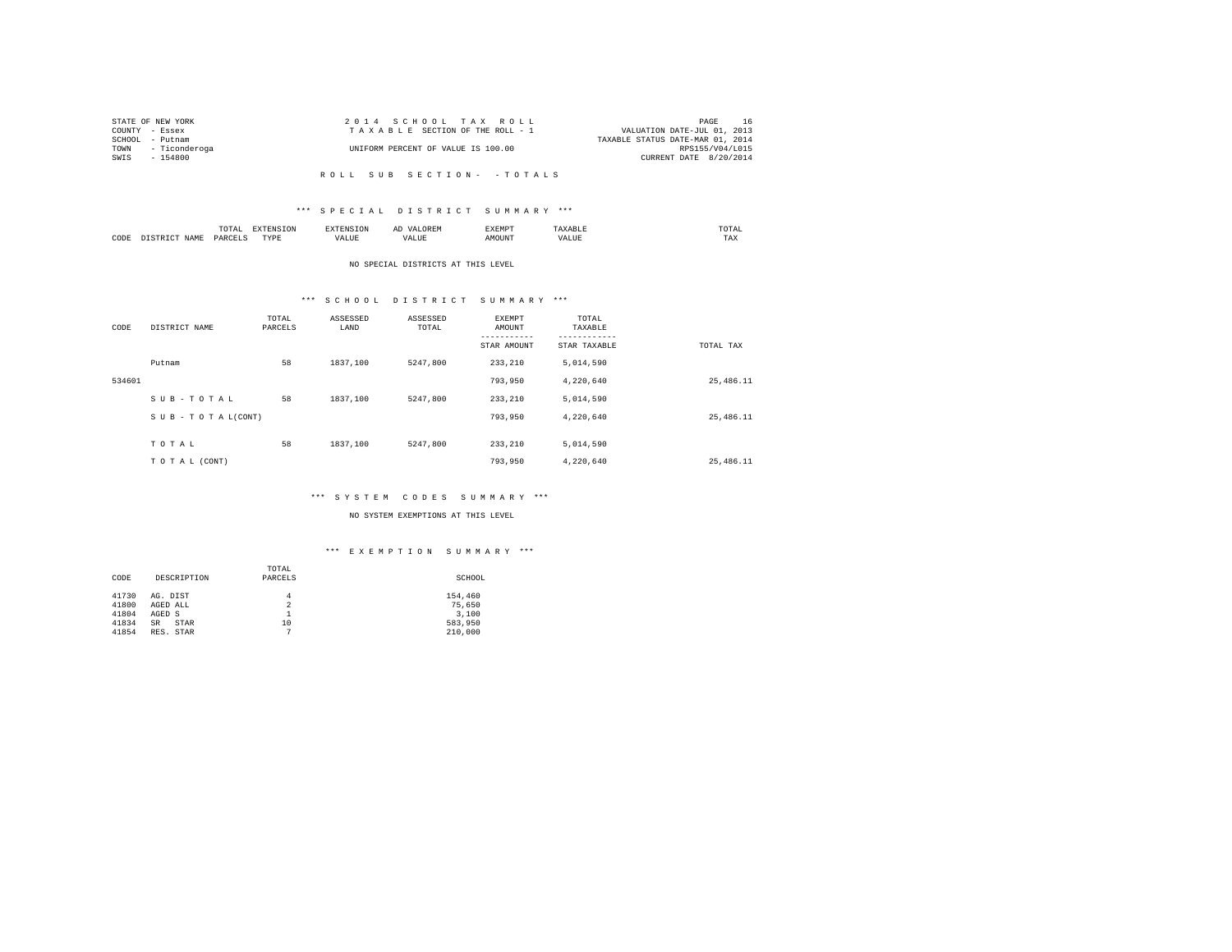STATE OF NEW YORK
COUNTY - Essex
SCHOOL - Putnam
TOWN - Ticonderoga
SWIS - 154800

2 0 1 4 S C H O O L T A X R O L L
T A X A B L E SECTION OF THE ROLL - 1
UNIFORM PERCENT OF VALUE IS 100.00

VALUATION DATE-JUL 01, 2013
TAXABLE STATUS DATE-MAR 01, 2014
RPS155/V04/L015
CURRENT DATE 8/20/2014

R O L L S U B S E C T I O N - - T O T A L S

### *** S P E C I A L D I S T R I C T S U M M A R Y ***

| CODE | DISTRICT NAME | TOTAL PARCELS | EXTENSION TYPE | EXTENSION VALUE | AD VALOREM VALUE | EXEMPT AMOUNT | TAXABLE VALUE | TOTAL TAX |
|---|---|---|---|---|---|---|---|---|

NO SPECIAL DISTRICTS AT THIS LEVEL

### *** S C H O O L D I S T R I C T S U M M A R Y ***

| CODE | DISTRICT NAME | TOTAL PARCELS | ASSESSED LAND | ASSESSED TOTAL | EXEMPT AMOUNT / STAR AMOUNT | TOTAL TAXABLE / STAR TAXABLE | TOTAL TAX |
|---|---|---|---|---|---|---|---|
| | Putnam | 58 | 1837,100 | 5247,800 | 233,210 | 5,014,590 | |
| 534601 | | | | | 793,950 | 4,220,640 | 25,486.11 |
| | S U B - T O T A L | 58 | 1837,100 | 5247,800 | 233,210 | 5,014,590 | |
| | S U B - T O T A L(CONT) | | | | 793,950 | 4,220,640 | 25,486.11 |
| | T O T A L | 58 | 1837,100 | 5247,800 | 233,210 | 5,014,590 | |
| | T O T A L (CONT) | | | | 793,950 | 4,220,640 | 25,486.11 |

### *** S Y S T E M C O D E S S U M M A R Y ***

NO SYSTEM EXEMPTIONS AT THIS LEVEL

### *** E X E M P T I O N S U M M A R Y ***

| CODE | DESCRIPTION | TOTAL PARCELS | SCHOOL |
|---|---|---|---|
| 41730 | AG. DIST | 4 | 154,460 |
| 41800 | AGED ALL | 2 | 75,650 |
| 41804 | AGED S | 1 | 3,100 |
| 41834 | SR STAR | 10 | 583,950 |
| 41854 | RES. STAR | 7 | 210,000 |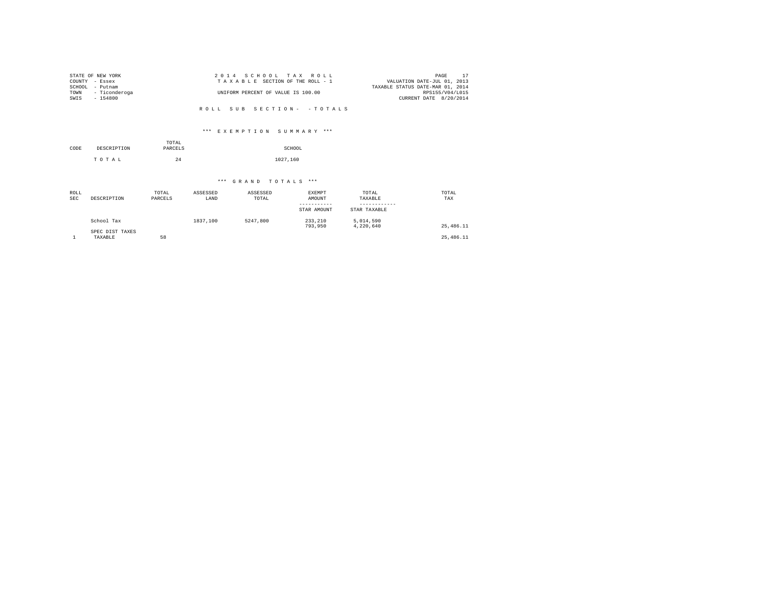STATE OF NEW YORK
COUNTY - Essex
SCHOOL - Putnam
TOWN - Ticonderoga
SWIS - 154800

2 0 1 4 S C H O O L T A X R O L L
T A X A B L E SECTION OF THE ROLL - 1
UNIFORM PERCENT OF VALUE IS 100.00

VALUATION DATE-JUL 01, 2013
TAXABLE STATUS DATE-MAR 01, 2014
RPS155/V04/L015
CURRENT DATE 8/20/2014

R O L L S U B S E C T I O N - - T O T A L S

*** E X E M P T I O N S U M M A R Y ***

| CODE | DESCRIPTION | TOTAL PARCELS | SCHOOL |
|---|---|---|---|
| | T O T A L | 24 | 1027,160 |

*** G R A N D T O T A L S ***

| ROLL SEC | DESCRIPTION | TOTAL PARCELS | ASSESSED LAND | ASSESSED TOTAL | EXEMPT AMOUNT / STAR AMOUNT | TOTAL TAXABLE / STAR TAXABLE | TOTAL TAX |
|---|---|---|---|---|---|---|---|
| | School Tax | | 1837,100 | 5247,800 | 233,210 | 5,014,590 | |
| | | | | | 793,950 | 4,220,640 | 25,486.11 |
| | SPEC DIST TAXES | | | | | | |
| 1 | TAXABLE | 58 | | | | | 25,486.11 |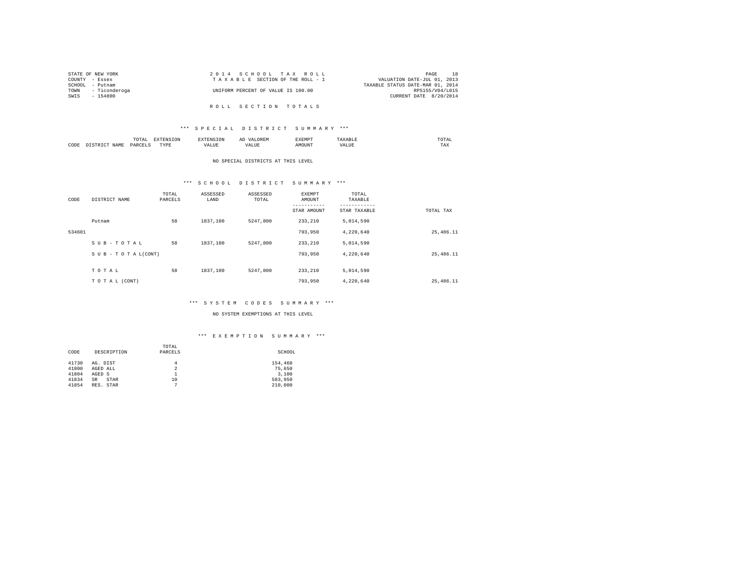STATE OF NEW YORK
COUNTY - Essex
SCHOOL - Putnam
TOWN - Ticonderoga
SWIS - 154800

2 0 1 4 S C H O O L T A X R O L L
T A X A B L E SECTION OF THE ROLL - 1
UNIFORM PERCENT OF VALUE IS 100.00

VALUATION DATE-JUL 01, 2013
TAXABLE STATUS DATE-MAR 01, 2014
RPS155/V04/L015
CURRENT DATE 8/20/2014

R O L L S E C T I O N T O T A L S

*** S P E C I A L D I S T R I C T S U M M A R Y ***

| CODE | DISTRICT NAME | TOTAL PARCELS | EXTENSION TYPE | EXTENSION VALUE | AD VALOREM VALUE | EXEMPT AMOUNT | TAXABLE VALUE | TOTAL TAX |
|---|---|---|---|---|---|---|---|---|

NO SPECIAL DISTRICTS AT THIS LEVEL

*** S C H O O L D I S T R I C T S U M M A R Y ***

| CODE | DISTRICT NAME | TOTAL PARCELS | ASSESSED LAND | ASSESSED TOTAL | EXEMPT AMOUNT / STAR AMOUNT | TOTAL TAXABLE / STAR TAXABLE | TOTAL TAX |
|---|---|---|---|---|---|---|---|
| | Putnam | 58 | 1837,100 | 5247,800 | 233,210 | 5,014,590 | |
| 534601 | | | | | 793,950 | 4,220,640 | 25,486.11 |
| | S U B - T O T A L | 58 | 1837,100 | 5247,800 | 233,210 | 5,014,590 | |
| | S U B - T O T A L(CONT) | | | | 793,950 | 4,220,640 | 25,486.11 |
| | T O T A L | 58 | 1837,100 | 5247,800 | 233,210 | 5,014,590 | |
| | T O T A L (CONT) | | | | 793,950 | 4,220,640 | 25,486.11 |

*** S Y S T E M C O D E S S U M M A R Y ***

NO SYSTEM EXEMPTIONS AT THIS LEVEL

*** E X E M P T I O N S U M M A R Y ***

| CODE | DESCRIPTION | TOTAL PARCELS | SCHOOL |
|---|---|---|---|
| 41730 | AG. DIST | 4 | 154,460 |
| 41800 | AGED ALL | 2 | 75,650 |
| 41804 | AGED S | 1 | 3,100 |
| 41834 | SR STAR | 10 | 583,950 |
| 41854 | RES. STAR | 7 | 210,000 |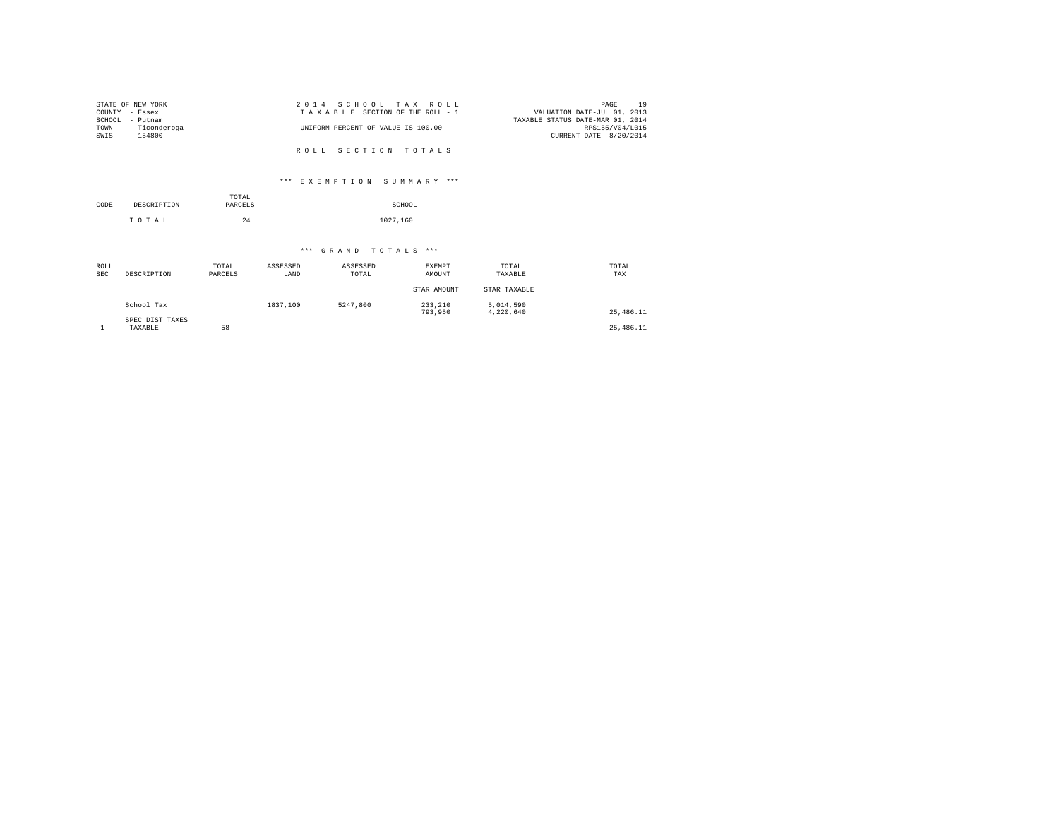STATE OF NEW YORK
COUNTY - Essex
SCHOOL - Putnam
TOWN - Ticonderoga
SWIS - 154800

2014 SCHOOL TAX ROLL
TAXABLE SECTION OF THE ROLL - 1
UNIFORM PERCENT OF VALUE IS 100.00

VALUATION DATE-JUL 01, 2013
TAXABLE STATUS DATE-MAR 01, 2014
RPS155/V04/L015
CURRENT DATE 8/20/2014

ROLL SECTION TOTALS

*** EXEMPTION SUMMARY ***

| CODE | DESCRIPTION | TOTAL PARCELS | SCHOOL |
|---|---|---|---|
| | TOTAL | 24 | 1027,160 |

*** GRAND TOTALS ***

| ROLL SEC | DESCRIPTION | TOTAL PARCELS | ASSESSED LAND | ASSESSED TOTAL | EXEMPT AMOUNT / STAR AMOUNT | TOTAL TAXABLE / STAR TAXABLE | TOTAL TAX |
|---|---|---|---|---|---|---|---|
| | School Tax | | 1837,100 | 5247,800 | 233,210<br>793,950 | 5,014,590<br>4,220,640 | 25,486.11 |
| | SPEC DIST TAXES | | | | | | |
| 1 | TAXABLE | 58 | | | | | 25,486.11 |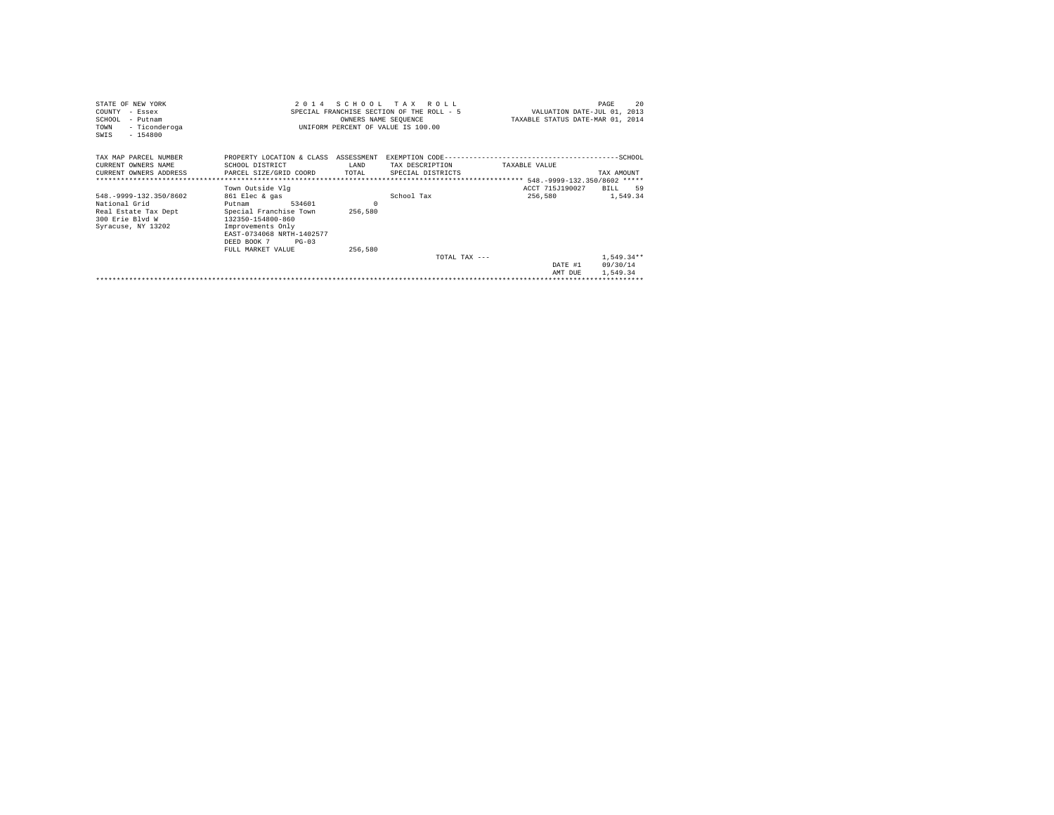STATE OF NEW YORK
COUNTY - Essex
SCHOOL - Putnam
TOWN - Ticonderoga
SWIS - 154800

2014 SCHOOL TAX ROLL
SPECIAL FRANCHISE SECTION OF THE ROLL - 5
OWNERS NAME SEQUENCE
UNIFORM PERCENT OF VALUE IS 100.00

VALUATION DATE-JUL 01, 2013
TAXABLE STATUS DATE-MAR 01, 2014

| TAX MAP PARCEL NUMBER / CURRENT OWNERS NAME / CURRENT OWNERS ADDRESS | PROPERTY LOCATION & CLASS / SCHOOL DISTRICT / PARCEL SIZE/GRID COORD | ASSESSMENT / LAND / TOTAL | EXEMPTION CODE / TAX DESCRIPTION / SPECIAL DISTRICTS | TAXABLE VALUE | SCHOOL / TAX AMOUNT |
|---|---|---|---|---|---|
| ***** 548.-9999-132.350/8602 ***** | | | | | |
| | Town Outside Vlg | | | ACCT 715J190027 | BILL 59 |
| 548.-9999-132.350/8602 | 861 Elec & gas | | School Tax | 256,580 | 1,549.34 |
| National Grid | Putnam 534601 | 0 | | | |
| Real Estate Tax Dept | Special Franchise Town | 256,580 | | | |
| 300 Erie Blvd W | 132350-154800-860 | | | | |
| Syracuse, NY 13202 | Improvements Only | | | | |
| | EAST-0734068 NRTH-1402577 | | | | |
| | DEED BOOK 7 PG-03 | | | | |
| | FULL MARKET VALUE | 256,580 | | | |
| | | | TOTAL TAX --- | | 1,549.34** |
| | | | | DATE #1 | 09/30/14 |
| | | | | AMT DUE | 1,549.34 |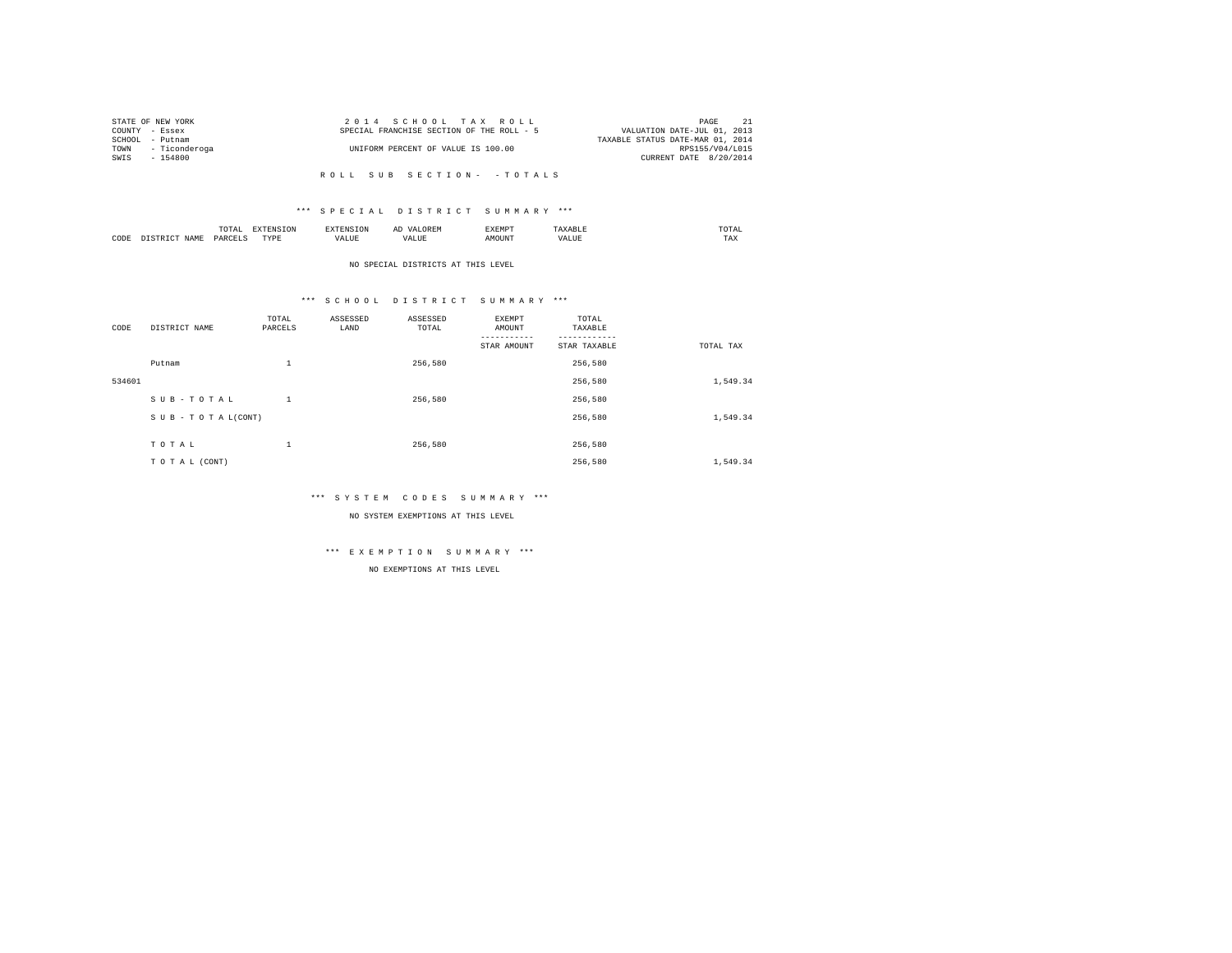STATE OF NEW YORK
COUNTY - Essex
SCHOOL - Putnam
TOWN - Ticonderoga
SWIS - 154800

2 0 1 4 S C H O O L T A X R O L L
SPECIAL FRANCHISE SECTION OF THE ROLL - 5
UNIFORM PERCENT OF VALUE IS 100.00

VALUATION DATE-JUL 01, 2013
TAXABLE STATUS DATE-MAR 01, 2014
RPS155/V04/L015
CURRENT DATE 8/20/2014

R O L L S U B S E C T I O N - - T O T A L S

*** S P E C I A L D I S T R I C T S U M M A R Y ***

| CODE | DISTRICT NAME | TOTAL PARCELS | EXTENSION TYPE | EXTENSION VALUE | AD VALOREM VALUE | EXEMPT AMOUNT | TAXABLE VALUE | TOTAL TAX |
|---|---|---|---|---|---|---|---|---|

NO SPECIAL DISTRICTS AT THIS LEVEL

*** S C H O O L D I S T R I C T S U M M A R Y ***

| CODE | DISTRICT NAME | TOTAL PARCELS | ASSESSED LAND | ASSESSED TOTAL | EXEMPT AMOUNT / STAR AMOUNT | TOTAL TAXABLE / STAR TAXABLE | TOTAL TAX |
|---|---|---|---|---|---|---|---|
| | Putnam | 1 | | 256,580 | | 256,580 | |
| 534601 | | | | | | 256,580 | 1,549.34 |
| | S U B - T O T A L | 1 | | 256,580 | | 256,580 | |
| | S U B - T O T A L(CONT) | | | | | 256,580 | 1,549.34 |
| | T O T A L | 1 | | 256,580 | | 256,580 | |
| | T O T A L (CONT) | | | | | 256,580 | 1,549.34 |

*** S Y S T E M C O D E S S U M M A R Y ***

NO SYSTEM EXEMPTIONS AT THIS LEVEL

*** E X E M P T I O N S U M M A R Y ***

NO EXEMPTIONS AT THIS LEVEL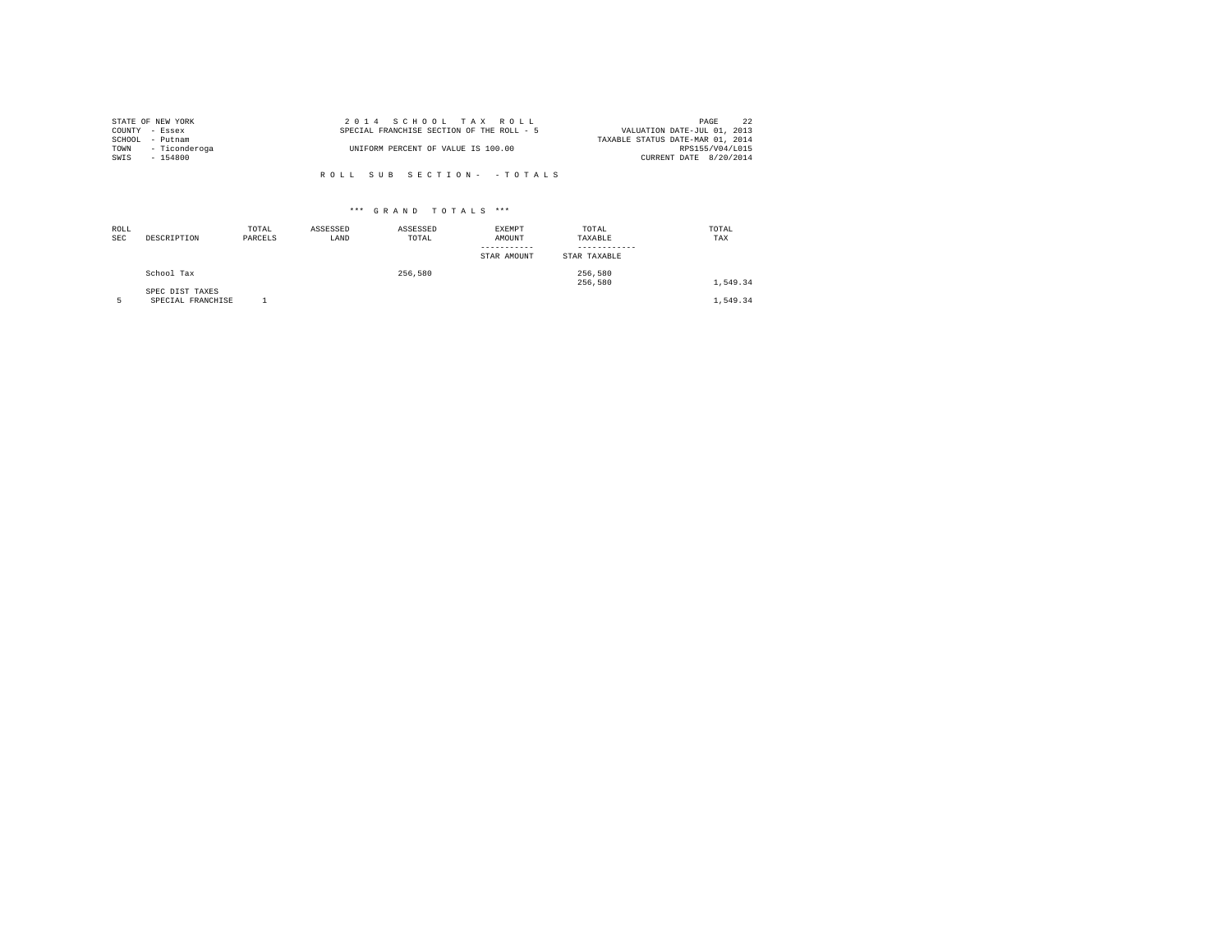STATE OF NEW YORK
COUNTY - Essex
SCHOOL - Putnam
TOWN - Ticonderoga
SWIS - 154800

2 0 1 4 S C H O O L T A X R O L L
SPECIAL FRANCHISE SECTION OF THE ROLL - 5

UNIFORM PERCENT OF VALUE IS 100.00

VALUATION DATE-JUL 01, 2013
TAXABLE STATUS DATE-MAR 01, 2014
RPS155/V04/L015
CURRENT DATE 8/20/2014

R O L L S U B S E C T I O N - - T O T A L S

*** G R A N D T O T A L S ***

| ROLL SEC | DESCRIPTION | TOTAL PARCELS | ASSESSED LAND | ASSESSED TOTAL | EXEMPT AMOUNT ----------- STAR AMOUNT | TOTAL TAXABLE ------------ STAR TAXABLE | TOTAL TAX |
|---|---|---|---|---|---|---|---|
| | School Tax | | | 256,580 | | 256,580 | |
| | | | | | | 256,580 | 1,549.34 |
| | SPEC DIST TAXES | | | | | | |
| 5 | SPECIAL FRANCHISE | 1 | | | | | 1,549.34 |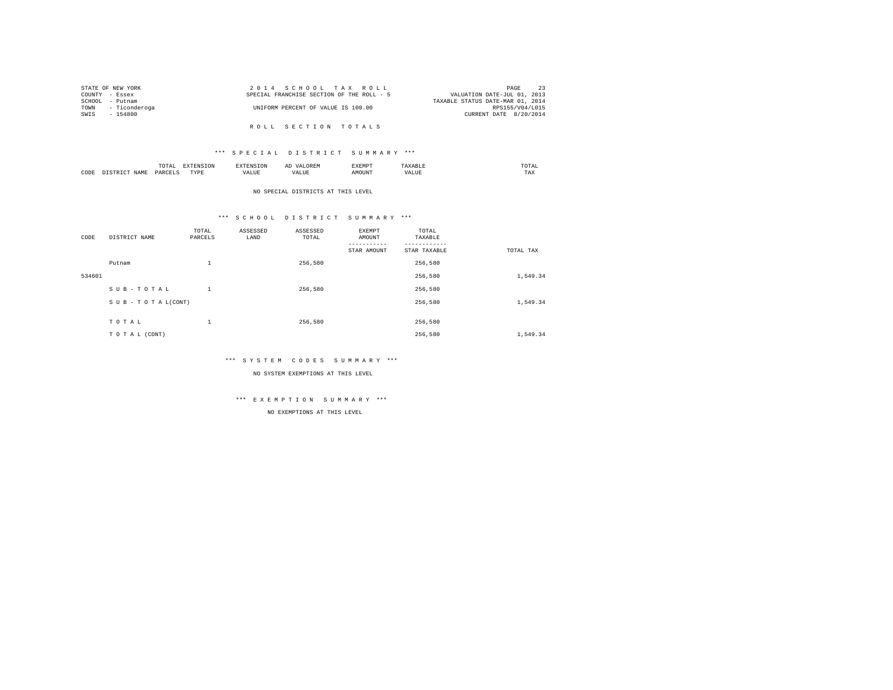STATE OF NEW YORK
COUNTY - Essex
SCHOOL - Putnam
TOWN - Ticonderoga
SWIS - 154800

2014 SCHOOL TAX ROLL
SPECIAL FRANCHISE SECTION OF THE ROLL - 5
UNIFORM PERCENT OF VALUE IS 100.00

VALUATION DATE-JUL 01, 2013
TAXABLE STATUS DATE-MAR 01, 2014
RPS155/V04/L015
CURRENT DATE 8/20/2014

## ROLL SECTION TOTALS

### *** SPECIAL DISTRICT SUMMARY ***

| CODE | DISTRICT NAME | TOTAL PARCELS | EXTENSION TYPE | EXTENSION VALUE | AD VALOREM VALUE | EXEMPT AMOUNT | TAXABLE VALUE | TOTAL TAX |
|---|---|---|---|---|---|---|---|---|

NO SPECIAL DISTRICTS AT THIS LEVEL

### *** SCHOOL DISTRICT SUMMARY ***

| CODE | DISTRICT NAME | TOTAL PARCELS | ASSESSED LAND | ASSESSED TOTAL | EXEMPT AMOUNT / STAR AMOUNT | TOTAL TAXABLE / STAR TAXABLE | TOTAL TAX |
|---|---|---|---|---|---|---|---|
| | Putnam | 1 | | 256,580 | | 256,580 | |
| 534601 | | | | | | 256,580 | 1,549.34 |
| | SUB-TOTAL | 1 | | 256,580 | | 256,580 | |
| | SUB-TOTAL(CONT) | | | | | 256,580 | 1,549.34 |
| | TOTAL | 1 | | 256,580 | | 256,580 | |
| | TOTAL (CONT) | | | | | 256,580 | 1,549.34 |

### *** SYSTEM CODES SUMMARY ***

NO SYSTEM EXEMPTIONS AT THIS LEVEL

### *** EXEMPTION SUMMARY ***

NO EXEMPTIONS AT THIS LEVEL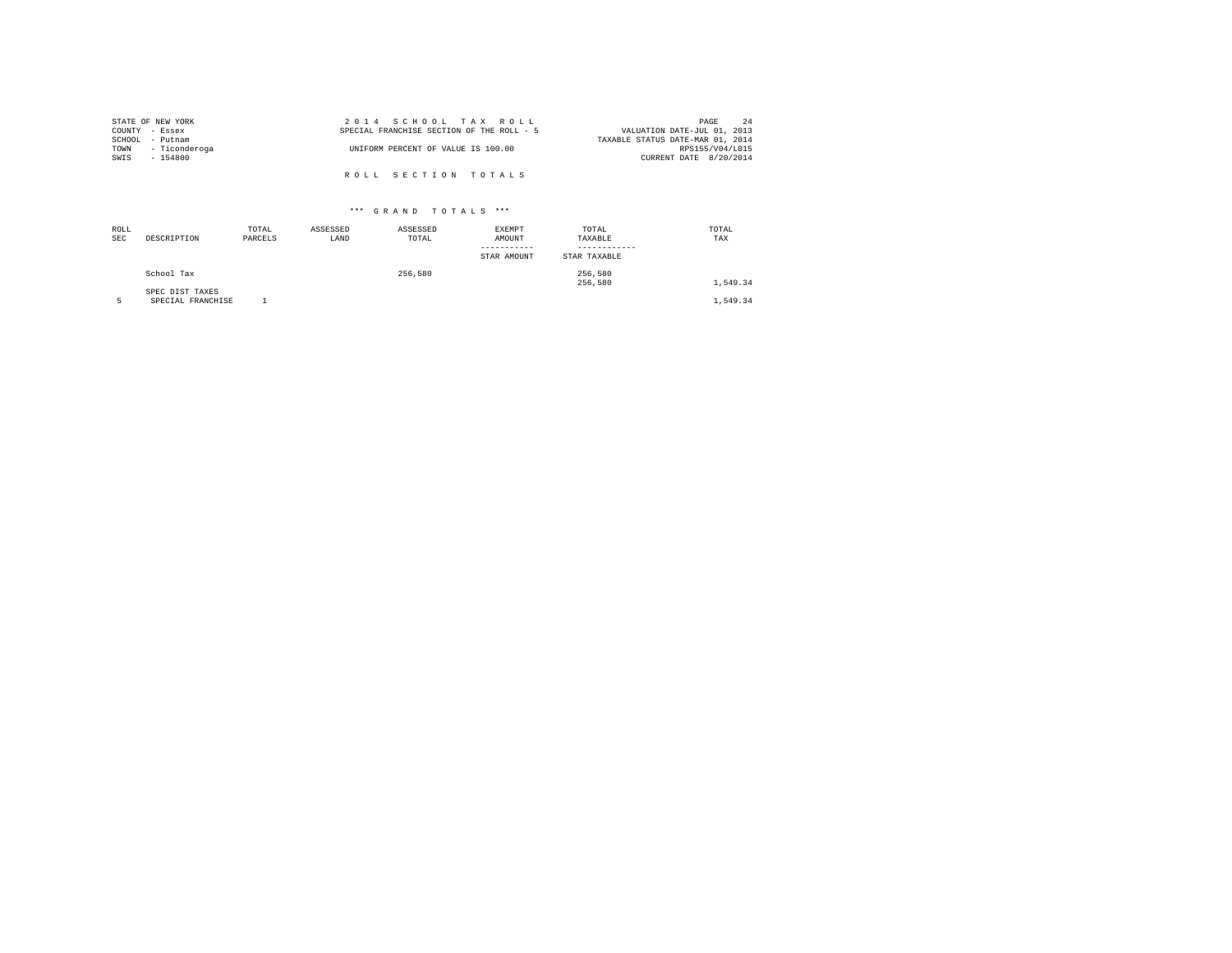STATE OF NEW YORK
COUNTY - Essex
SCHOOL - Putnam
TOWN - Ticonderoga
SWIS - 154800

2 0 1 4 S C H O O L T A X R O L L
SPECIAL FRANCHISE SECTION OF THE ROLL - 5

UNIFORM PERCENT OF VALUE IS 100.00

VALUATION DATE-JUL 01, 2013
TAXABLE STATUS DATE-MAR 01, 2014
RPS155/V04/L015
CURRENT DATE 8/20/2014

R O L L S E C T I O N T O T A L S

*** G R A N D T O T A L S ***

| ROLL SEC | DESCRIPTION | TOTAL PARCELS | ASSESSED LAND | ASSESSED TOTAL | EXEMPT AMOUNT / STAR AMOUNT | TOTAL TAXABLE / STAR TAXABLE | TOTAL TAX |
|---|---|---|---|---|---|---|---|
| | School Tax | | | 256,580 | | 256,580 | |
| | | | | | | 256,580 | 1,549.34 |
| | SPEC DIST TAXES | | | | | | |
| 5 | SPECIAL FRANCHISE | 1 | | | | | 1,549.34 |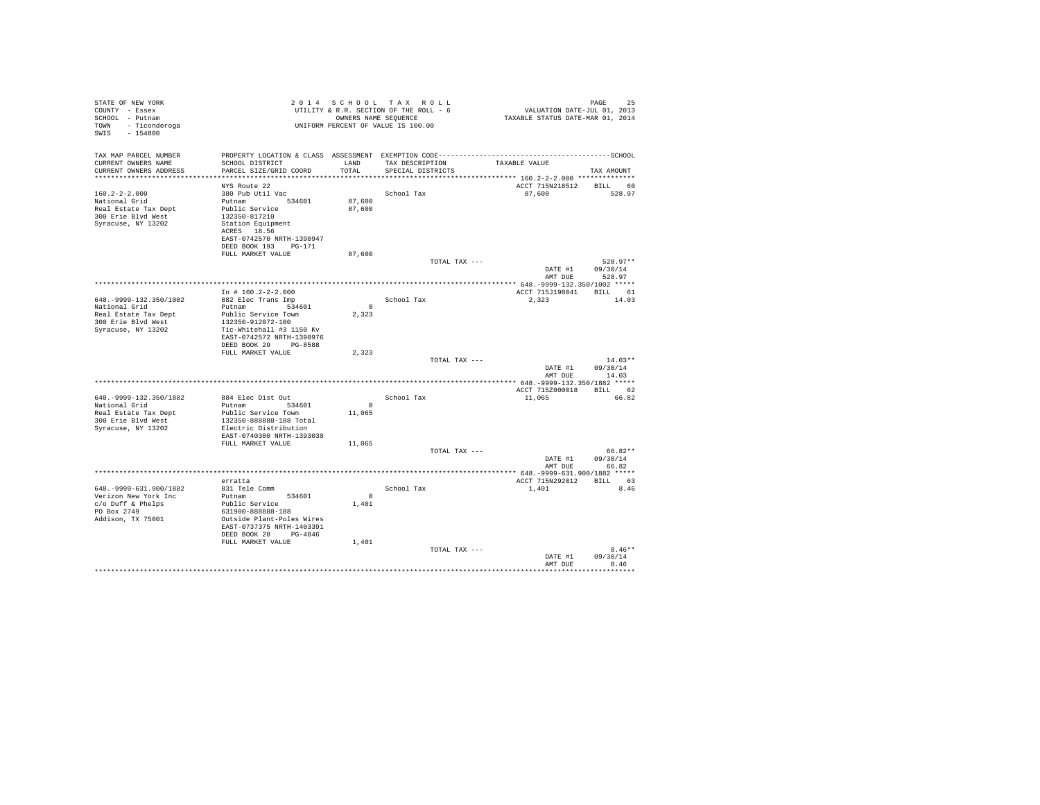STATE OF NEW YORK
COUNTY - Essex
SCHOOL - Putnam
TOWN - Ticonderoga
SWIS - 154800

2 0 1 4 S C H O O L T A X R O L L
UTILITY & R.R. SECTION OF THE ROLL - 6
OWNERS NAME SEQUENCE
UNIFORM PERCENT OF VALUE IS 100.00

VALUATION DATE-JUL 01, 2013
TAXABLE STATUS DATE-MAR 01, 2014

| TAX MAP PARCEL NUMBER / CURRENT OWNERS NAME / CURRENT OWNERS ADDRESS | PROPERTY LOCATION & CLASS / SCHOOL DISTRICT / PARCEL SIZE/GRID COORD | ASSESSMENT LAND / TOTAL | EXEMPTION CODE / TAX DESCRIPTION / SPECIAL DISTRICTS | TAXABLE VALUE | TAX AMOUNT |
|---|---|---|---|---|---|
| 160.2-2-2.000 | NYS Route 22 | | | ACCT 715N218512 | BILL 60 |
| 160.2-2-2.000 | 380 Pub Util Vac | | School Tax | 87,600 | 528.97 |
| National Grid | Putnam 534601 | 87,600 | | | |
| Real Estate Tax Dept | Public Service | 87,600 | | | |
| 300 Erie Blvd West | 132350-817210 | | | | |
| Syracuse, NY 13202 | Station Equipment | | | | |
| | ACRES 18.56 | | | | |
| | EAST-0742570 NRTH-1390947 | | | | |
| | DEED BOOK 193 PG-171 | | | | |
| | FULL MARKET VALUE | 87,600 | | | |
| | | | TOTAL TAX --- | | 528.97** |
| | | | | DATE #1 | 09/30/14 |
| | | | | AMT DUE | 528.97 |
| 648.-9999-132.350/1002 | In # 160.2-2-2.000 | | | ACCT 715J198041 | BILL 61 |
| 648.-9999-132.350/1002 | 882 Elec Trans Imp | | School Tax | 2,323 | 14.03 |
| National Grid | Putnam 534601 | 0 | | | |
| Real Estate Tax Dept | Public Service Town | 2,323 | | | |
| 300 Erie Blvd West | 132350-912072-100 | | | | |
| Syracuse, NY 13202 | Tic-Whitehall #3 1150 Kv | | | | |
| | EAST-0742572 NRTH-1390976 | | | | |
| | DEED BOOK 29 PG-8588 | | | | |
| | FULL MARKET VALUE | 2,323 | | | |
| | | | TOTAL TAX --- | | 14.03** |
| | | | | DATE #1 | 09/30/14 |
| | | | | AMT DUE | 14.03 |
| 648.-9999-132.350/1882 | | | | ACCT 715Z000018 | BILL 62 |
| 648.-9999-132.350/1882 | 884 Elec Dist Out | | School Tax | 11,065 | 66.82 |
| National Grid | Putnam 534601 | 0 | | | |
| Real Estate Tax Dept | Public Service Town | 11,065 | | | |
| 300 Erie Blvd West | 132350-888888-188 Total | | | | |
| Syracuse, NY 13202 | Electric Distribution | | | | |
| | EAST-0740300 NRTH-1393030 | | | | |
| | FULL MARKET VALUE | 11,065 | | | |
| | | | TOTAL TAX --- | | 66.82** |
| | | | | DATE #1 | 09/30/14 |
| | | | | AMT DUE | 66.82 |
| 648.-9999-631.900/1882 | erratta | | | ACCT 715N292012 | BILL 63 |
| 648.-9999-631.900/1882 | 831 Tele Comm | | School Tax | 1,401 | 8.46 |
| Verizon New York Inc | Putnam 534601 | 0 | | | |
| c/o Duff & Phelps | Public Service | 1,401 | | | |
| PO Box 2749 | 631900-888888-188 | | | | |
| Addison, TX 75001 | Outside Plant-Poles Wires | | | | |
| | EAST-0737375 NRTH-1403391 | | | | |
| | DEED BOOK 28 PG-4846 | | | | |
| | FULL MARKET VALUE | 1,401 | | | |
| | | | TOTAL TAX --- | | 8.46** |
| | | | | DATE #1 | 09/30/14 |
| | | | | AMT DUE | 8.46 |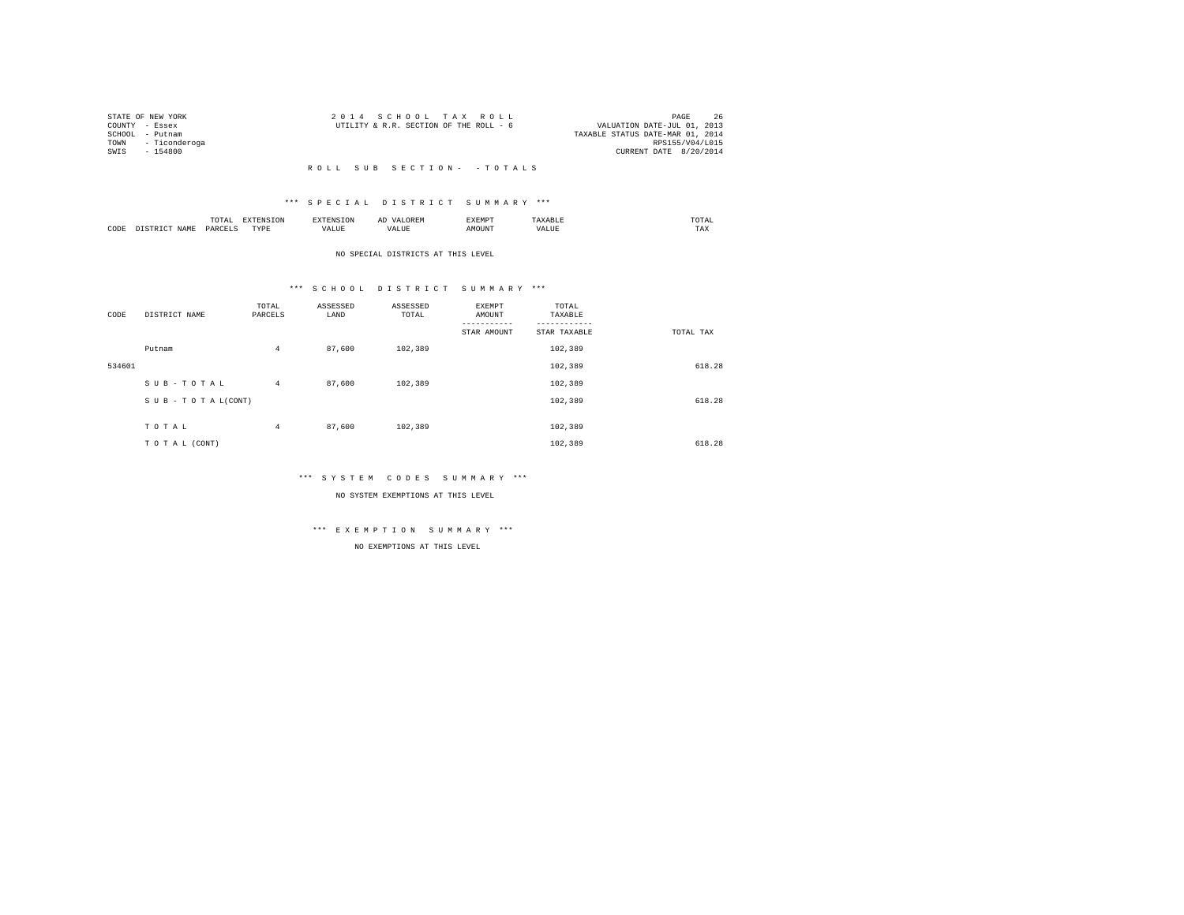STATE OF NEW YORK
COUNTY - Essex
SCHOOL - Putnam
TOWN - Ticonderoga
SWIS - 154800

2 0 1 4 S C H O O L T A X R O L L
UTILITY & R.R. SECTION OF THE ROLL - 6

VALUATION DATE-JUL 01, 2013
TAXABLE STATUS DATE-MAR 01, 2014
RPS155/V04/L015
CURRENT DATE 8/20/2014

R O L L S U B S E C T I O N - - T O T A L S

*** S P E C I A L D I S T R I C T S U M M A R Y ***

| CODE | DISTRICT NAME | TOTAL PARCELS | EXTENSION TYPE | EXTENSION VALUE | AD VALOREM VALUE | EXEMPT AMOUNT | TAXABLE VALUE | TOTAL TAX |
|---|---|---|---|---|---|---|---|---|

NO SPECIAL DISTRICTS AT THIS LEVEL

*** S C H O O L D I S T R I C T S U M M A R Y ***

| CODE | DISTRICT NAME | TOTAL PARCELS | ASSESSED LAND | ASSESSED TOTAL | EXEMPT AMOUNT / STAR AMOUNT | TOTAL TAXABLE / STAR TAXABLE | TOTAL TAX |
|---|---|---|---|---|---|---|---|
| | Putnam | 4 | 87,600 | 102,389 | | 102,389 | |
| 534601 | | | | | | 102,389 | 618.28 |
| | S U B - T O T A L | 4 | 87,600 | 102,389 | | 102,389 | |
| | S U B - T O T A L(CONT) | | | | | 102,389 | 618.28 |
| | T O T A L | 4 | 87,600 | 102,389 | | 102,389 | |
| | T O T A L (CONT) | | | | | 102,389 | 618.28 |

*** S Y S T E M C O D E S S U M M A R Y ***

NO SYSTEM EXEMPTIONS AT THIS LEVEL

*** E X E M P T I O N S U M M A R Y ***

NO EXEMPTIONS AT THIS LEVEL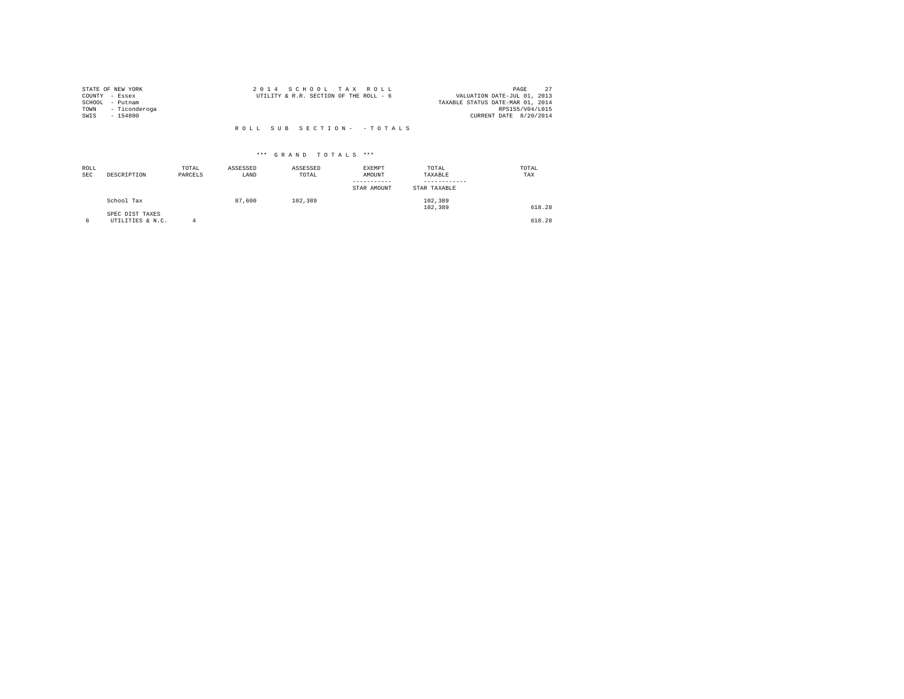STATE OF NEW YORK
COUNTY - Essex
SCHOOL - Putnam
TOWN - Ticonderoga
SWIS - 154800

2 0 1 4 S C H O O L T A X R O L L
UTILITY & R.R. SECTION OF THE ROLL - 6

VALUATION DATE-JUL 01, 2013
TAXABLE STATUS DATE-MAR 01, 2014
RPS155/V04/L015
CURRENT DATE 8/20/2014

R O L L S U B S E C T I O N - - T O T A L S

\*\*\* G R A N D T O T A L S \*\*\*

| ROLL SEC | DESCRIPTION | TOTAL PARCELS | ASSESSED LAND | ASSESSED TOTAL | EXEMPT AMOUNT / STAR AMOUNT | TOTAL TAXABLE / STAR TAXABLE | TOTAL TAX |
|---|---|---|---|---|---|---|---|
| | School Tax | | 87,600 | 102,389 | | 102,389 | |
| | | | | | | 102,389 | 618.28 |
| | SPEC DIST TAXES | | | | | | |
| 6 | UTILITIES & N.C. | 4 | | | | | 618.28 |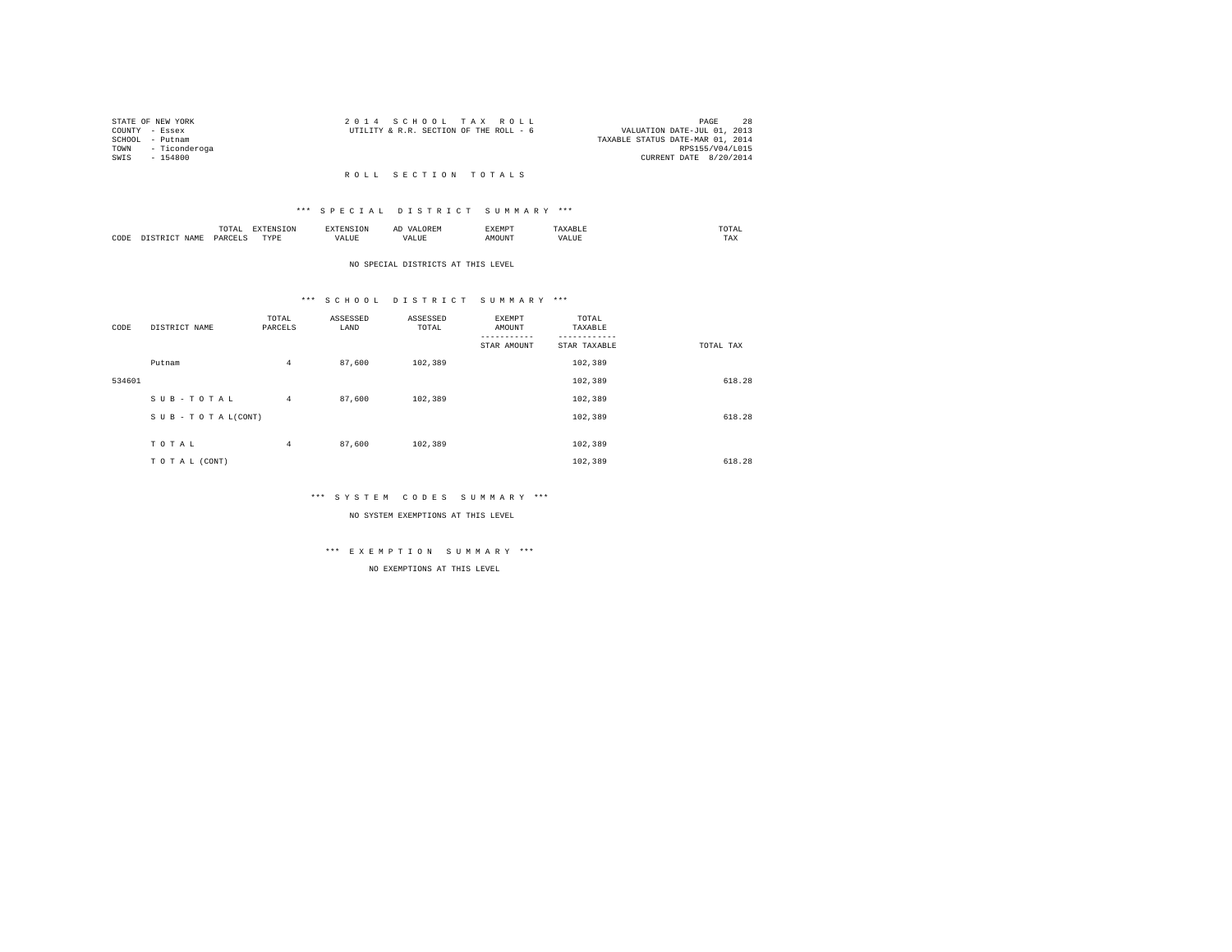STATE OF NEW YORK
COUNTY - Essex
SCHOOL - Putnam
TOWN - Ticonderoga
SWIS - 154800

2 0 1 4 S C H O O L T A X R O L L
UTILITY & R.R. SECTION OF THE ROLL - 6

VALUATION DATE-JUL 01, 2013
TAXABLE STATUS DATE-MAR 01, 2014
RPS155/V04/L015
CURRENT DATE 8/20/2014

## R O L L S E C T I O N T O T A L S

### *** S P E C I A L D I S T R I C T S U M M A R Y ***

| CODE | DISTRICT NAME | TOTAL PARCELS | EXTENSION TYPE | EXTENSION VALUE | AD VALOREM VALUE | EXEMPT AMOUNT | TAXABLE VALUE | TOTAL TAX |
|---|---|---|---|---|---|---|---|---|

NO SPECIAL DISTRICTS AT THIS LEVEL

### *** S C H O O L D I S T R I C T S U M M A R Y ***

| CODE | DISTRICT NAME | TOTAL PARCELS | ASSESSED LAND | ASSESSED TOTAL | EXEMPT AMOUNT / STAR AMOUNT | TOTAL TAXABLE / STAR TAXABLE | TOTAL TAX |
|---|---|---|---|---|---|---|---|
| | Putnam | 4 | 87,600 | 102,389 | | 102,389 | |
| 534601 | | | | | | 102,389 | 618.28 |
| | S U B - T O T A L | 4 | 87,600 | 102,389 | | 102,389 | |
| | S U B - T O T A L(CONT) | | | | | 102,389 | 618.28 |
| | T O T A L | 4 | 87,600 | 102,389 | | 102,389 | |
| | T O T A L (CONT) | | | | | 102,389 | 618.28 |

### *** S Y S T E M C O D E S S U M M A R Y ***

NO SYSTEM EXEMPTIONS AT THIS LEVEL

### *** E X E M P T I O N S U M M A R Y ***

NO EXEMPTIONS AT THIS LEVEL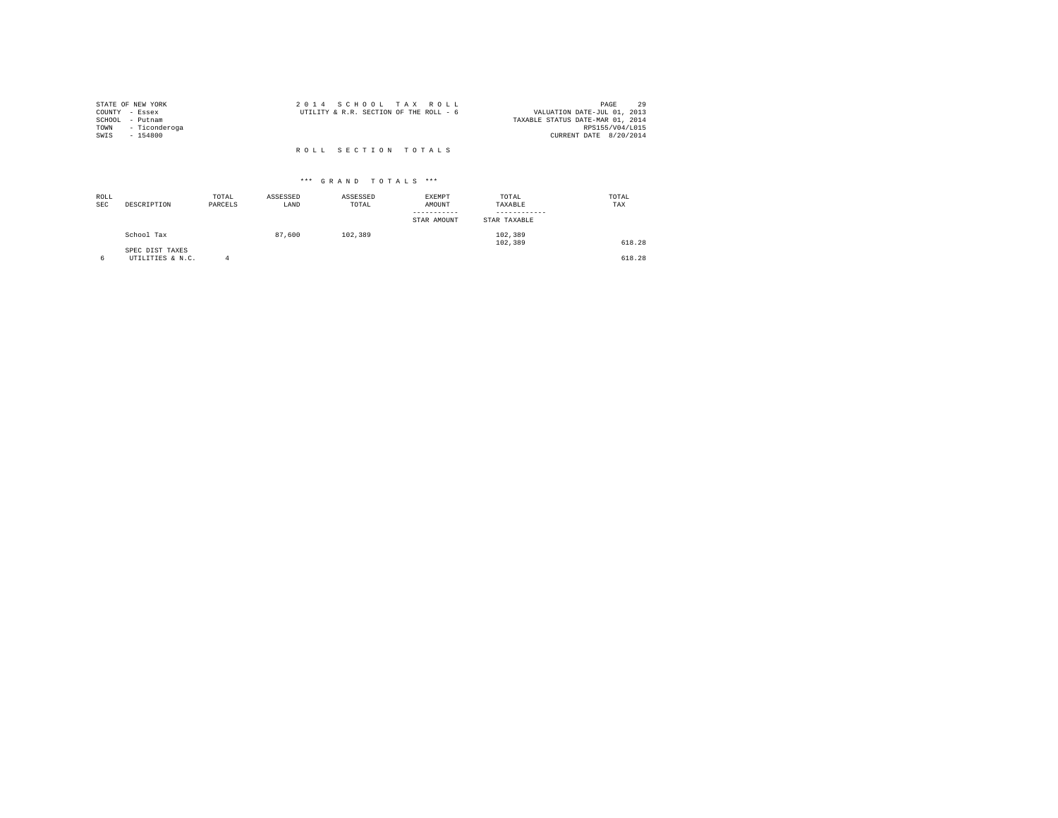STATE OF NEW YORK
COUNTY - Essex
SCHOOL - Putnam
TOWN - Ticonderoga
SWIS - 154800

2 0 1 4 S C H O O L T A X R O L L
UTILITY & R.R. SECTION OF THE ROLL - 6

VALUATION DATE-JUL 01, 2013
TAXABLE STATUS DATE-MAR 01, 2014
RPS155/V04/L015
CURRENT DATE 8/20/2014

R O L L S E C T I O N T O T A L S

*** G R A N D T O T A L S ***

| ROLL SEC | DESCRIPTION | TOTAL PARCELS | ASSESSED LAND | ASSESSED TOTAL | EXEMPT AMOUNT / STAR AMOUNT | TOTAL TAXABLE / STAR TAXABLE | TOTAL TAX |
|---|---|---|---|---|---|---|---|
| | School Tax | | 87,600 | 102,389 | | 102,389 | |
| | | | | | | 102,389 | 618.28 |
| | SPEC DIST TAXES | | | | | | |
| 6 | UTILITIES & N.C. | 4 | | | | | 618.28 |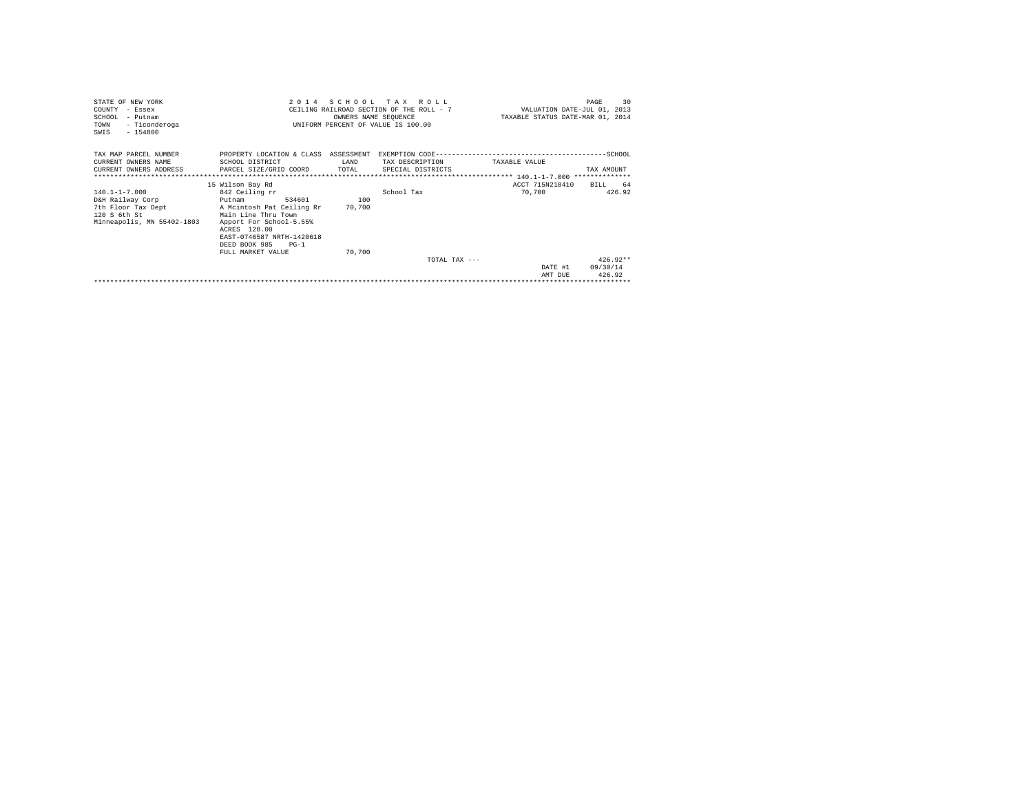STATE OF NEW YORK
COUNTY - Essex
SCHOOL - Putnam
TOWN - Ticonderoga
SWIS - 154800

2 0 1 4 S C H O O L T A X R O L L
CEILING RAILROAD SECTION OF THE ROLL - 7
OWNERS NAME SEQUENCE
UNIFORM PERCENT OF VALUE IS 100.00

VALUATION DATE-JUL 01, 2013
TAXABLE STATUS DATE-MAR 01, 2014

| TAX MAP PARCEL NUMBER / CURRENT OWNERS NAME / CURRENT OWNERS ADDRESS | PROPERTY LOCATION & CLASS / SCHOOL DISTRICT / PARCEL SIZE/GRID COORD | ASSESSMENT / LAND / TOTAL | EXEMPTION CODE / TAX DESCRIPTION / SPECIAL DISTRICTS | TAXABLE VALUE | TAX AMOUNT |
|---|---|---|---|---|---|
| | 15 Wilson Bay Rd | | | ACCT 715N218410 | BILL 64 |
| 140.1-1-7.000 | 842 Ceiling rr | | School Tax | 70,700 | 426.92 |
| D&H Railway Corp | Putnam 534601 | 100 | | | |
| 7th Floor Tax Dept | A Mcintosh Pat Ceiling Rr | 70,700 | | | |
| 120 S 6th St | Main Line Thru Town | | | | |
| Minneapolis, MN 55402-1803 | Apport For School-5.55% | | | | |
| | ACRES 128.00 | | | | |
| | EAST-0746587 NRTH-1420618 | | | | |
| | DEED BOOK 985 PG-1 | | | | |
| | FULL MARKET VALUE | 70,700 | | | |
| | | | TOTAL TAX --- | | 426.92** |
| | | | | DATE #1 | 09/30/14 |
| | | | | AMT DUE | 426.92 |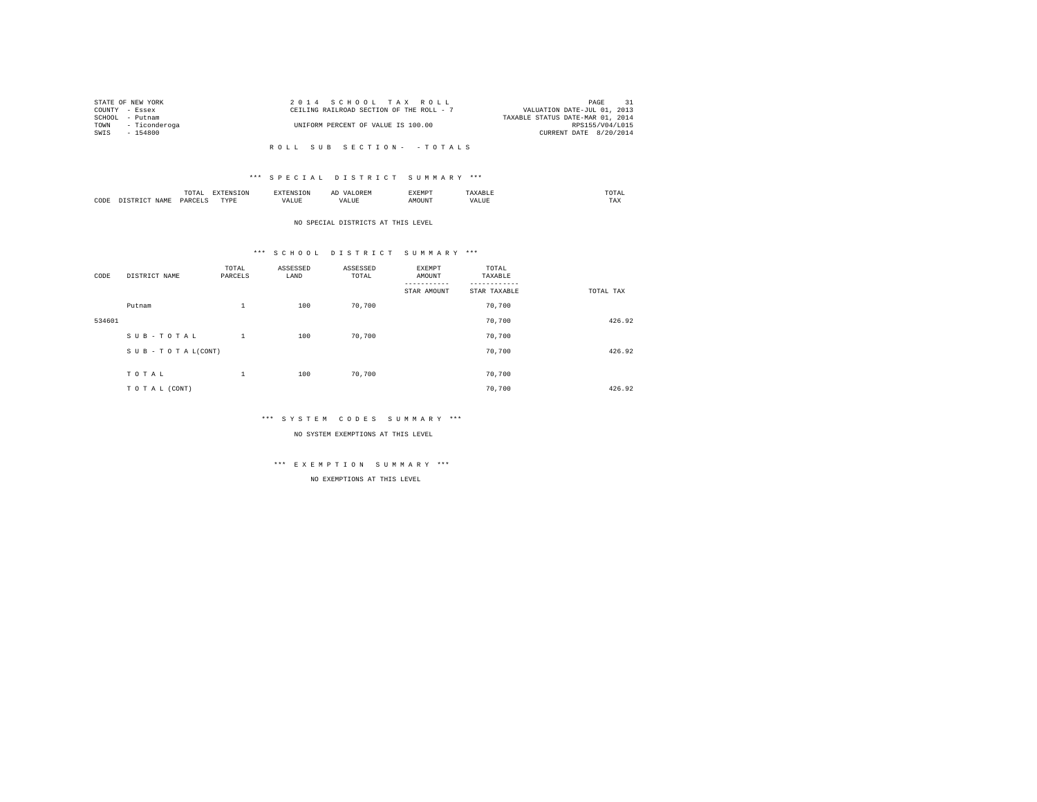STATE OF NEW YORK
COUNTY - Essex
SCHOOL - Putnam
TOWN - Ticonderoga
SWIS - 154800

2 0 1 4 S C H O O L T A X R O L L
CEILING RAILROAD SECTION OF THE ROLL - 7

UNIFORM PERCENT OF VALUE IS 100.00

VALUATION DATE-JUL 01, 2013
TAXABLE STATUS DATE-MAR 01, 2014
RPS155/V04/L015
CURRENT DATE 8/20/2014

R O L L S U B S E C T I O N - - T O T A L S

*** S P E C I A L D I S T R I C T S U M M A R Y ***

| CODE | DISTRICT NAME | TOTAL PARCELS | EXTENSION TYPE | EXTENSION VALUE | AD VALOREM VALUE | EXEMPT AMOUNT | TAXABLE VALUE | TOTAL TAX |
|---|---|---|---|---|---|---|---|---|

NO SPECIAL DISTRICTS AT THIS LEVEL

*** S C H O O L D I S T R I C T S U M M A R Y ***

| CODE | DISTRICT NAME | TOTAL PARCELS | ASSESSED LAND | ASSESSED TOTAL | EXEMPT AMOUNT<br>-----------<br>STAR AMOUNT | TOTAL TAXABLE<br>------------<br>STAR TAXABLE | TOTAL TAX |
|---|---|---|---|---|---|---|---|
| | Putnam | 1 | 100 | 70,700 | | 70,700 | |
| 534601 | | | | | | 70,700 | 426.92 |
| | S U B - T O T A L | 1 | 100 | 70,700 | | 70,700 | |
| | S U B - T O T A L(CONT) | | | | | 70,700 | 426.92 |
| | T O T A L | 1 | 100 | 70,700 | | 70,700 | |
| | T O T A L (CONT) | | | | | 70,700 | 426.92 |

*** S Y S T E M C O D E S S U M M A R Y ***

NO SYSTEM EXEMPTIONS AT THIS LEVEL

*** E X E M P T I O N S U M M A R Y ***

NO EXEMPTIONS AT THIS LEVEL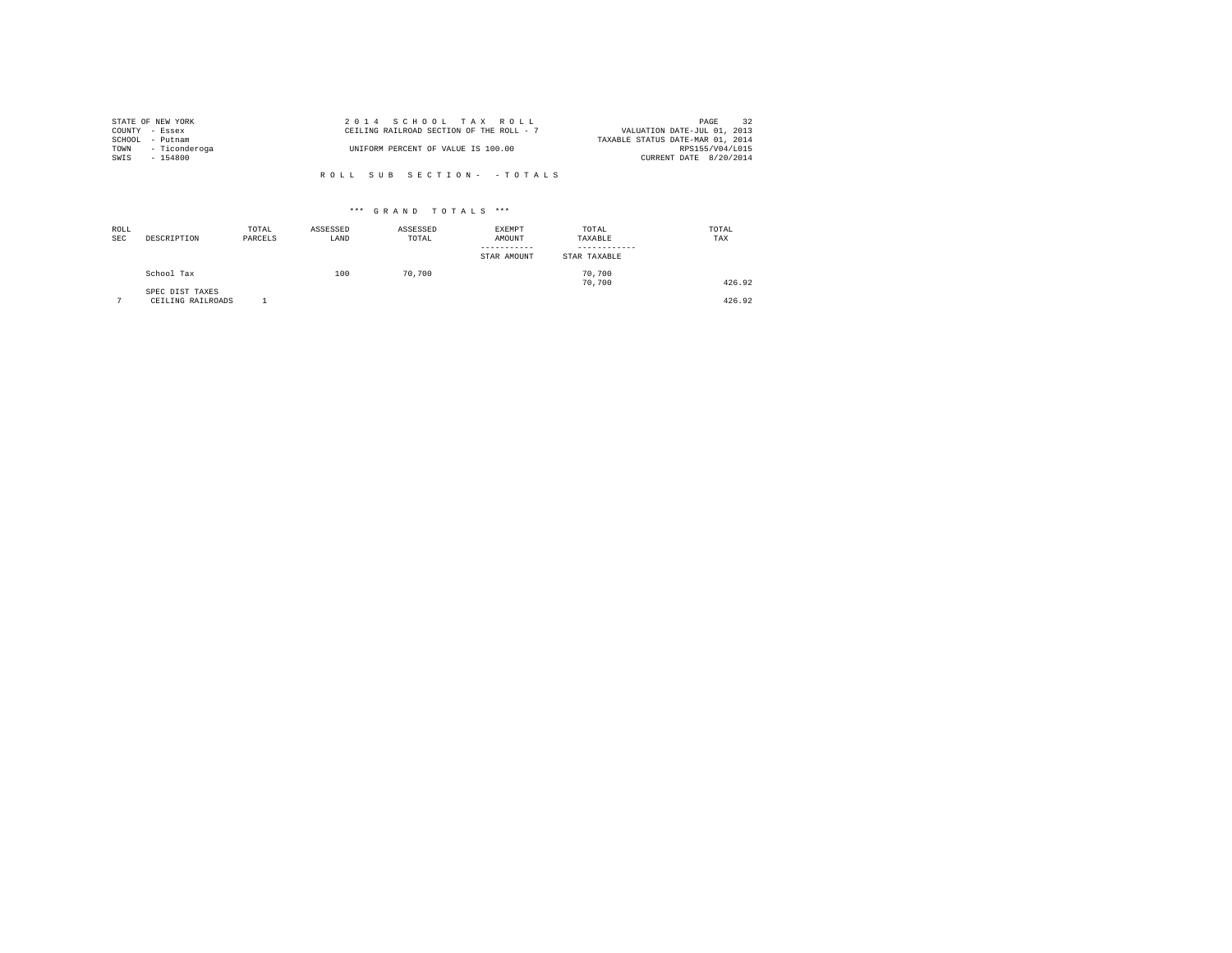STATE OF NEW YORK
COUNTY - Essex
SCHOOL - Putnam
TOWN - Ticonderoga
SWIS - 154800

2 0 1 4 S C H O O L T A X R O L L
CEILING RAILROAD SECTION OF THE ROLL - 7

UNIFORM PERCENT OF VALUE IS 100.00

VALUATION DATE-JUL 01, 2013
TAXABLE STATUS DATE-MAR 01, 2014
RPS155/V04/L015
CURRENT DATE 8/20/2014

R O L L S U B S E C T I O N - - T O T A L S

*** G R A N D T O T A L S ***

| ROLL SEC | DESCRIPTION | TOTAL PARCELS | ASSESSED LAND | ASSESSED TOTAL | EXEMPT AMOUNT<br>-----------<br>STAR AMOUNT | TOTAL TAXABLE<br>------------<br>STAR TAXABLE | TOTAL TAX |
|---|---|---|---|---|---|---|---|
| | School Tax | | 100 | 70,700 | | 70,700<br>70,700 | 426.92 |
| | SPEC DIST TAXES | | | | | | |
| 7 | CEILING RAILROADS | 1 | | | | | 426.92 |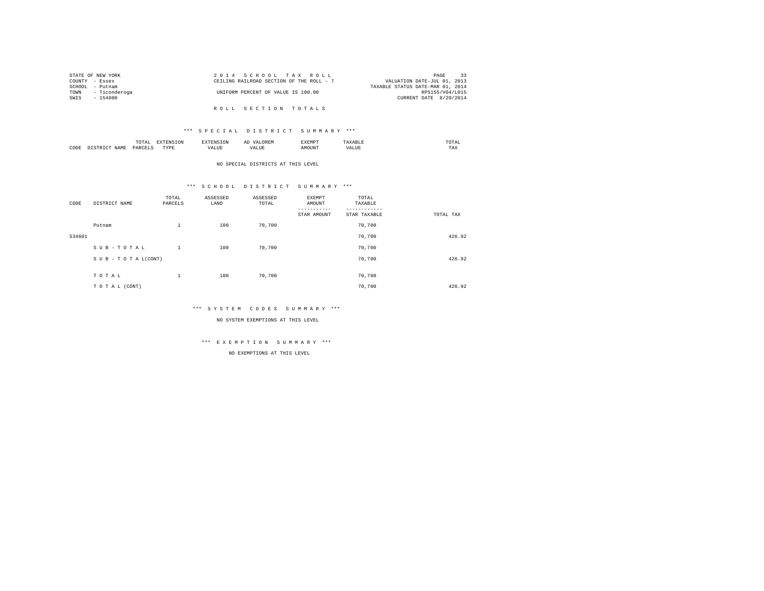STATE OF NEW YORK
COUNTY - Essex
SCHOOL - Putnam
TOWN - Ticonderoga
SWIS - 154800

2014 SCHOOL TAX ROLL
CEILING RAILROAD SECTION OF THE ROLL - 7

UNIFORM PERCENT OF VALUE IS 100.00

VALUATION DATE-JUL 01, 2013
TAXABLE STATUS DATE-MAR 01, 2014
RPS155/V04/L015
CURRENT DATE 8/20/2014

ROLL SECTION TOTALS

*** SPECIAL DISTRICT SUMMARY ***

| CODE | DISTRICT NAME | TOTAL PARCELS | EXTENSION TYPE | EXTENSION VALUE | AD VALOREM VALUE | EXEMPT AMOUNT | TAXABLE VALUE | TOTAL TAX |
|---|---|---|---|---|---|---|---|---|

NO SPECIAL DISTRICTS AT THIS LEVEL

*** SCHOOL DISTRICT SUMMARY ***

| CODE | DISTRICT NAME | TOTAL PARCELS | ASSESSED LAND | ASSESSED TOTAL | EXEMPT AMOUNT / STAR AMOUNT | TOTAL TAXABLE / STAR TAXABLE | TOTAL TAX |
|---|---|---|---|---|---|---|---|
| | Putnam | 1 | 100 | 70,700 | | 70,700 | |
| 534601 | | | | | | 70,700 | 426.92 |
| | SUB-TOTAL | 1 | 100 | 70,700 | | 70,700 | |
| | SUB-TOTAL(CONT) | | | | | 70,700 | 426.92 |
| | TOTAL | 1 | 100 | 70,700 | | 70,700 | |
| | TOTAL (CONT) | | | | | 70,700 | 426.92 |

*** SYSTEM CODES SUMMARY ***

NO SYSTEM EXEMPTIONS AT THIS LEVEL

*** EXEMPTION SUMMARY ***

NO EXEMPTIONS AT THIS LEVEL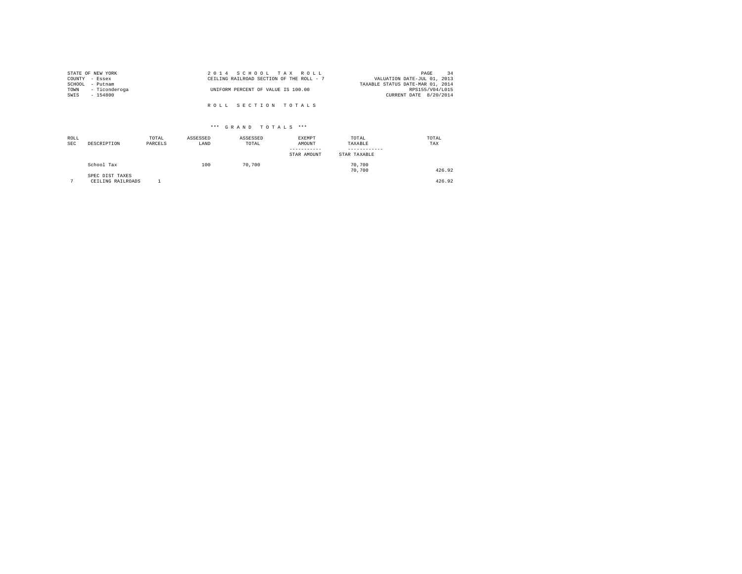STATE OF NEW YORK
COUNTY - Essex
SCHOOL - Putnam
TOWN - Ticonderoga
SWIS - 154800

2014 SCHOOL TAX ROLL
CEILING RAILROAD SECTION OF THE ROLL - 7

UNIFORM PERCENT OF VALUE IS 100.00

VALUATION DATE-JUL 01, 2013
TAXABLE STATUS DATE-MAR 01, 2014
RPS155/V04/L015
CURRENT DATE 8/20/2014

R O L L   S E C T I O N   T O T A L S

*** G R A N D   T O T A L S ***

| ROLL SEC | DESCRIPTION | TOTAL PARCELS | ASSESSED LAND | ASSESSED TOTAL | EXEMPT AMOUNT<br>-----------<br>STAR AMOUNT | TOTAL TAXABLE<br>------------<br>STAR TAXABLE | TOTAL TAX |
|---|---|---|---|---|---|---|---|
| | School Tax | | 100 | 70,700 | | 70,700<br>70,700 | 426.92 |
| | SPEC DIST TAXES | | | | | | |
| 7 | CEILING RAILROADS | 1 | | | | | 426.92 |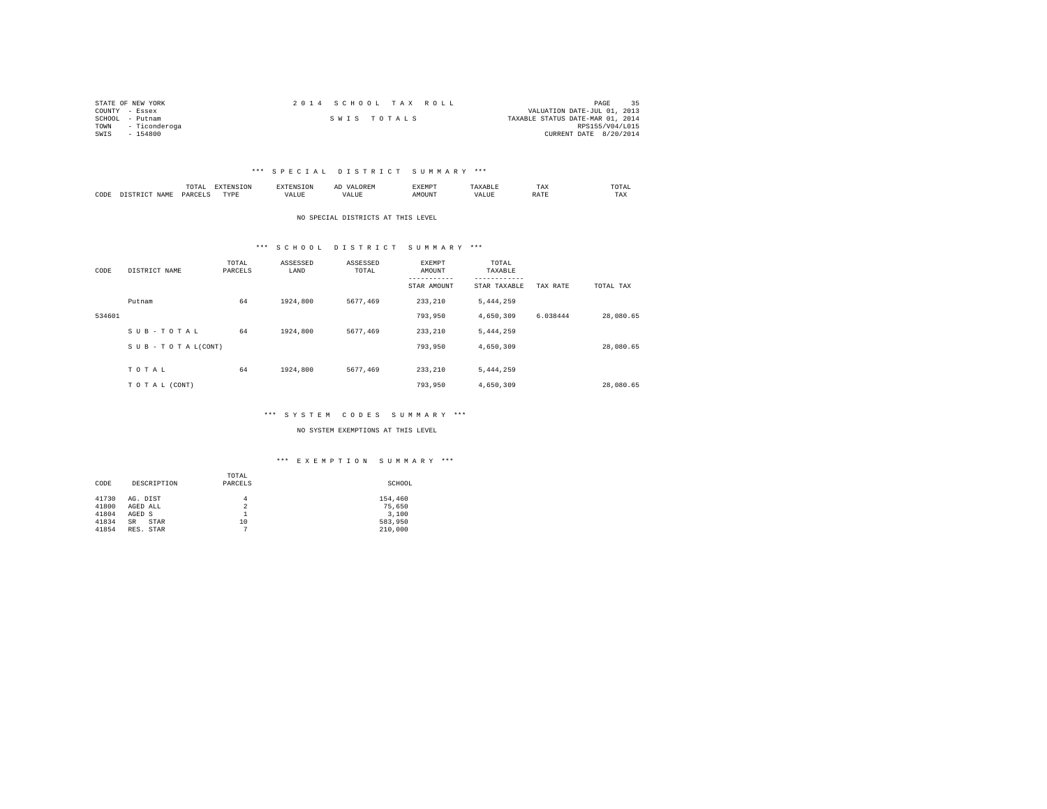STATE OF NEW YORK
COUNTY - Essex
SCHOOL - Putnam
TOWN - Ticonderoga
SWIS - 154800

2014 SCHOOL TAX ROLL

SWIS TOTALS

VALUATION DATE-JUL 01, 2013
TAXABLE STATUS DATE-MAR 01, 2014
RPS155/V04/L015
CURRENT DATE 8/20/2014

### *** SPECIAL DISTRICT SUMMARY ***

| CODE | DISTRICT NAME | TOTAL PARCELS | EXTENSION TYPE | EXTENSION VALUE | AD VALOREM VALUE | EXEMPT AMOUNT | TAXABLE VALUE | TAX RATE | TOTAL TAX |
|---|---|---|---|---|---|---|---|---|---|

NO SPECIAL DISTRICTS AT THIS LEVEL

### *** SCHOOL DISTRICT SUMMARY ***

| CODE | DISTRICT NAME | TOTAL PARCELS | ASSESSED LAND | ASSESSED TOTAL | EXEMPT AMOUNT / STAR AMOUNT | TOTAL TAXABLE / STAR TAXABLE | TAX RATE | TOTAL TAX |
|---|---|---|---|---|---|---|---|---|
| | Putnam | 64 | 1924,800 | 5677,469 | 233,210 | 5,444,259 | | |
| 534601 | | | | | 793,950 | 4,650,309 | 6.038444 | 28,080.65 |
| | S U B - T O T A L | 64 | 1924,800 | 5677,469 | 233,210 | 5,444,259 | | |
| | S U B - T O T A L(CONT) | | | | 793,950 | 4,650,309 | | 28,080.65 |
| | T O T A L | 64 | 1924,800 | 5677,469 | 233,210 | 5,444,259 | | |
| | T O T A L (CONT) | | | | 793,950 | 4,650,309 | | 28,080.65 |

### *** SYSTEM CODES SUMMARY ***

NO SYSTEM EXEMPTIONS AT THIS LEVEL

### *** EXEMPTION SUMMARY ***

| CODE | DESCRIPTION | TOTAL PARCELS | SCHOOL |
|---|---|---|---|
| 41730 | AG. DIST | 4 | 154,460 |
| 41800 | AGED ALL | 2 | 75,650 |
| 41804 | AGED S | 1 | 3,100 |
| 41834 | SR STAR | 10 | 583,950 |
| 41854 | RES. STAR | 7 | 210,000 |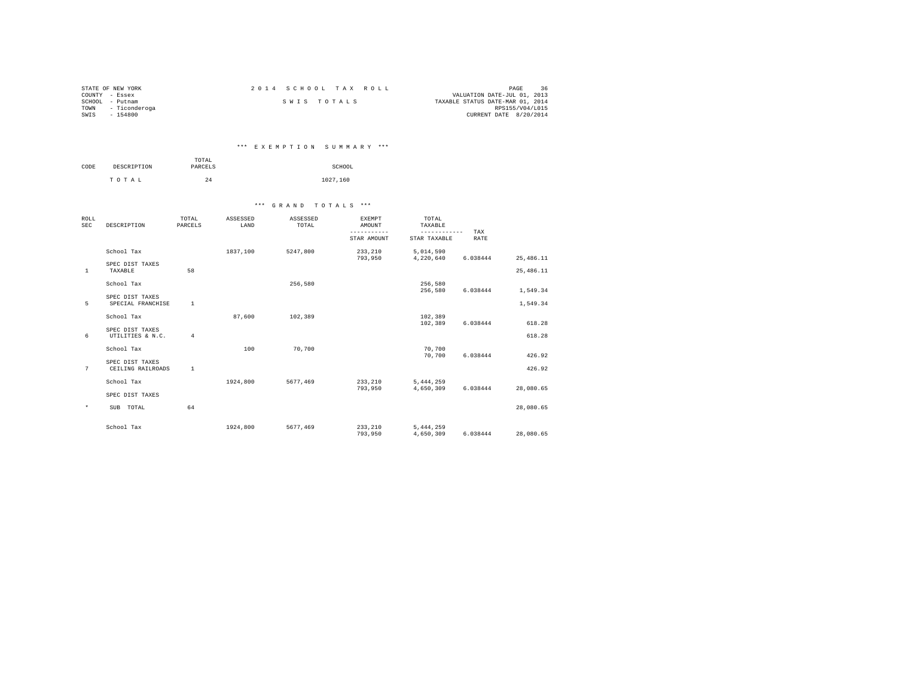STATE OF NEW YORK
COUNTY - Essex
SCHOOL - Putnam
TOWN - Ticonderoga
SWIS - 154800

2014 SCHOOL TAX ROLL

SWIS TOTALS

VALUATION DATE-JUL 01, 2013
TAXABLE STATUS DATE-MAR 01, 2014
RPS155/V04/L015
CURRENT DATE 8/20/2014

### *** EXEMPTION SUMMARY ***

| CODE | DESCRIPTION | TOTAL PARCELS | SCHOOL |
|---|---|---|---|
| | TOTAL | 24 | 1027,160 |

### *** GRAND TOTALS ***

| ROLL SEC | DESCRIPTION | TOTAL PARCELS | ASSESSED LAND | ASSESSED TOTAL | EXEMPT AMOUNT / STAR AMOUNT | TOTAL TAXABLE / STAR TAXABLE | TAX RATE | |
|---|---|---|---|---|---|---|---|---|
| | School Tax | | 1837,100 | 5247,800 | 233,210 | 5,014,590 | | |
| | | | | | 793,950 | 4,220,640 | 6.038444 | 25,486.11 |
| | SPEC DIST TAXES | | | | | | | |
| 1 | TAXABLE | 58 | | | | | | 25,486.11 |
| | School Tax | | | 256,580 | | 256,580 | | |
| | | | | | | 256,580 | 6.038444 | 1,549.34 |
| | SPEC DIST TAXES | | | | | | | |
| 5 | SPECIAL FRANCHISE | 1 | | | | | | 1,549.34 |
| | School Tax | | 87,600 | 102,389 | | 102,389 | | |
| | | | | | | 102,389 | 6.038444 | 618.28 |
| | SPEC DIST TAXES | | | | | | | |
| 6 | UTILITIES & N.C. | 4 | | | | | | 618.28 |
| | School Tax | | 100 | 70,700 | | 70,700 | | |
| | | | | | | 70,700 | 6.038444 | 426.92 |
| | SPEC DIST TAXES | | | | | | | |
| 7 | CEILING RAILROADS | 1 | | | | | | 426.92 |
| | School Tax | | 1924,800 | 5677,469 | 233,210 | 5,444,259 | | |
| | | | | | 793,950 | 4,650,309 | 6.038444 | 28,080.65 |
| | SPEC DIST TAXES | | | | | | | |
| * | SUB TOTAL | 64 | | | | | | 28,080.65 |
| | School Tax | | 1924,800 | 5677,469 | 233,210 | 5,444,259 | | |
| | | | | | 793,950 | 4,650,309 | 6.038444 | 28,080.65 |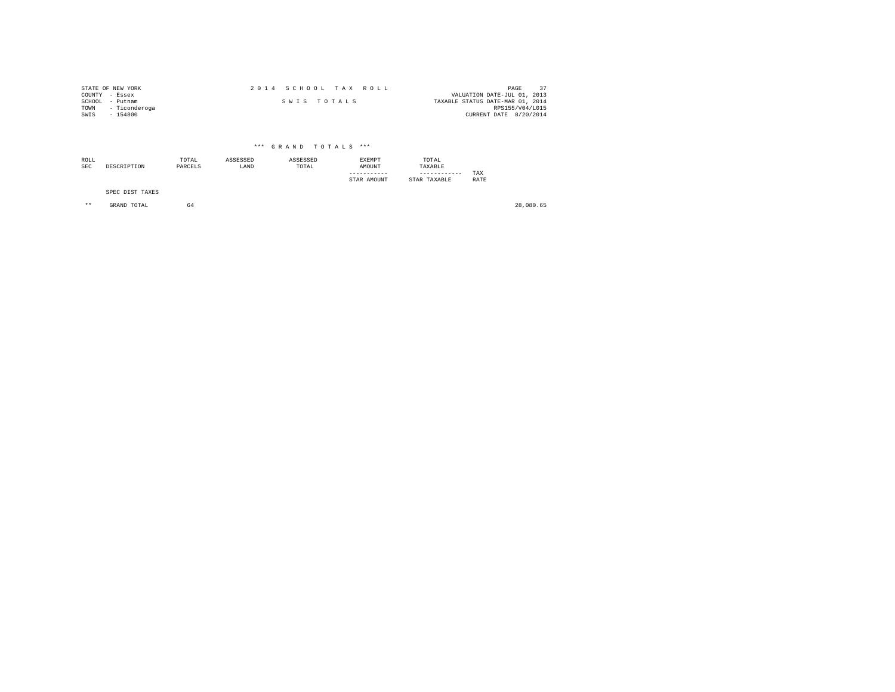STATE OF NEW YORK
COUNTY - Essex
SCHOOL - Putnam
TOWN - Ticonderoga
SWIS - 154800

2 0 1 4 S C H O O L T A X R O L L

S W I S T O T A L S

VALUATION DATE-JUL 01, 2013
TAXABLE STATUS DATE-MAR 01, 2014
RPS155/V04/L015
CURRENT DATE 8/20/2014

### *** G R A N D T O T A L S ***

| ROLL SEC | DESCRIPTION | TOTAL PARCELS | ASSESSED LAND | ASSESSED TOTAL | EXEMPT AMOUNT ----------- STAR AMOUNT | TOTAL TAXABLE ------------ STAR TAXABLE | TAX RATE | |
|---|---|---|---|---|---|---|---|---|
| | SPEC DIST TAXES | | | | | | | |
| ** | GRAND TOTAL | 64 | | | | | | 28,080.65 |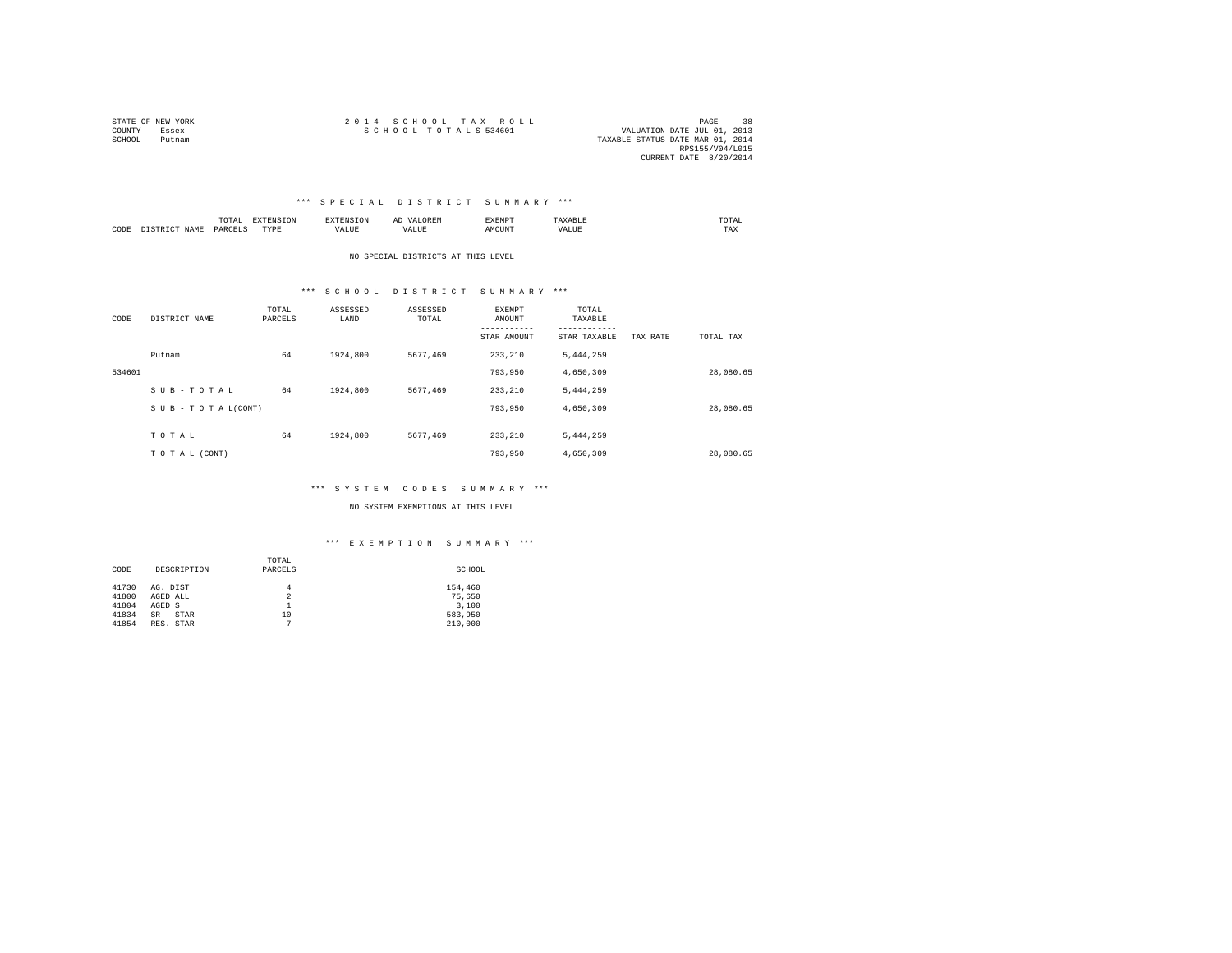STATE OF NEW YORK
COUNTY - Essex
SCHOOL - Putnam

2 0 1 4 S C H O O L T A X R O L L
S C H O O L T O T A L S 534601

VALUATION DATE-JUL 01, 2013
TAXABLE STATUS DATE-MAR 01, 2014
RPS155/V04/L015
CURRENT DATE 8/20/2014

### *** S P E C I A L D I S T R I C T S U M M A R Y ***

| CODE | DISTRICT NAME | TOTAL PARCELS | EXTENSION TYPE | EXTENSION VALUE | AD VALOREM VALUE | EXEMPT AMOUNT | TAXABLE VALUE | TOTAL TAX |
|---|---|---|---|---|---|---|---|---|

NO SPECIAL DISTRICTS AT THIS LEVEL

### *** S C H O O L D I S T R I C T S U M M A R Y ***

| CODE | DISTRICT NAME | TOTAL PARCELS | ASSESSED LAND | ASSESSED TOTAL | EXEMPT AMOUNT / STAR AMOUNT | TOTAL TAXABLE / STAR TAXABLE | TAX RATE | TOTAL TAX |
|---|---|---|---|---|---|---|---|---|
| | Putnam | 64 | 1924,800 | 5677,469 | 233,210 | 5,444,259 | | |
| 534601 | | | | | 793,950 | 4,650,309 | | 28,080.65 |
| | S U B - T O T A L | 64 | 1924,800 | 5677,469 | 233,210 | 5,444,259 | | |
| | S U B - T O T A L(CONT) | | | | 793,950 | 4,650,309 | | 28,080.65 |
| | T O T A L | 64 | 1924,800 | 5677,469 | 233,210 | 5,444,259 | | |
| | T O T A L (CONT) | | | | 793,950 | 4,650,309 | | 28,080.65 |

### *** S Y S T E M C O D E S S U M M A R Y ***

NO SYSTEM EXEMPTIONS AT THIS LEVEL

### *** E X E M P T I O N S U M M A R Y ***

| CODE | DESCRIPTION | TOTAL PARCELS | SCHOOL |
|---|---|---|---|
| 41730 | AG. DIST | 4 | 154,460 |
| 41800 | AGED ALL | 2 | 75,650 |
| 41804 | AGED S | 1 | 3,100 |
| 41834 | SR STAR | 10 | 583,950 |
| 41854 | RES. STAR | 7 | 210,000 |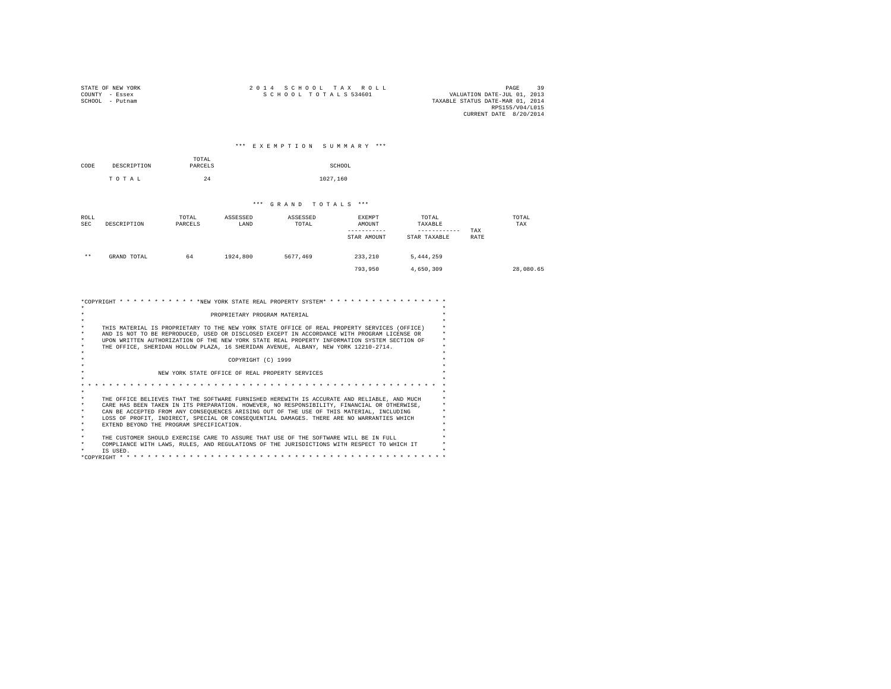STATE OF NEW YORK
COUNTY - Essex
SCHOOL - Putnam

2 0 1 4 S C H O O L T A X R O L L
S C H O O L T O T A L S 534601

VALUATION DATE-JUL 01, 2013
TAXABLE STATUS DATE-MAR 01, 2014
RPS155/V04/L015
CURRENT DATE 8/20/2014

### *** E X E M P T I O N S U M M A R Y ***

| CODE | DESCRIPTION | TOTAL PARCELS | SCHOOL |
|---|---|---|---|
| | T O T A L | 24 | 1027,160 |

### *** G R A N D T O T A L S ***

| ROLL SEC | DESCRIPTION | TOTAL PARCELS | ASSESSED LAND | ASSESSED TOTAL | EXEMPT AMOUNT / STAR AMOUNT | TOTAL TAXABLE / STAR TAXABLE | TAX RATE | TOTAL TAX |
|---|---|---|---|---|---|---|---|---|
| ** | GRAND TOTAL | 64 | 1924,800 | 5677,469 | 233,210 | 5,444,259 | | |
| | | | | | 793,950 | 4,650,309 | | 28,080.65 |

```
*COPYRIGHT * * * * * * * * * * * *NEW YORK STATE REAL PROPERTY SYSTEM* * * * * * * * * * * * * * * * * *
*                                                                                                      *
*                               PROPRIETARY PROGRAM MATERIAL                                           *
*                                                                                                      *
*    THIS MATERIAL IS PROPRIETARY TO THE NEW YORK STATE OFFICE OF REAL PROPERTY SERVICES (OFFICE)      *
*    AND IS NOT TO BE REPRODUCED, USED OR DISCLOSED EXCEPT IN ACCORDANCE WITH PROGRAM LICENSE OR       *
*    UPON WRITTEN AUTHORIZATION OF THE NEW YORK STATE REAL PROPERTY INFORMATION SYSTEM SECTION OF      *
*    THE OFFICE, SHERIDAN HOLLOW PLAZA, 16 SHERIDAN AVENUE, ALBANY, NEW YORK 12210-2714.               *
*                                                                                                      *
*                                    COPYRIGHT (C) 1999                                                *
*                                                                                                      *
*                      NEW YORK STATE OFFICE OF REAL PROPERTY SERVICES                                 *
*                                                                                                      *
* * * * * * * * * * * * * * * * * * * * * * * * * * * * * * * * * * * * * * * * * * * * * * * * * * * *
*                                                                                                      *
*    THE OFFICE BELIEVES THAT THE SOFTWARE FURNISHED HEREWITH IS ACCURATE AND RELIABLE, AND MUCH        *
*    CARE HAS BEEN TAKEN IN ITS PREPARATION. HOWEVER, NO RESPONSIBILITY, FINANCIAL OR OTHERWISE,       *
*    CAN BE ACCEPTED FROM ANY CONSEQUENCES ARISING OUT OF THE USE OF THIS MATERIAL, INCLUDING          *
*    LOSS OF PROFIT, INDIRECT, SPECIAL OR CONSEQUENTIAL DAMAGES. THERE ARE NO WARRANTIES WHICH         *
*    EXTEND BEYOND THE PROGRAM SPECIFICATION.                                                          *
*                                                                                                      *
*    THE CUSTOMER SHOULD EXERCISE CARE TO ASSURE THAT USE OF THE SOFTWARE WILL BE IN FULL              *
*    COMPLIANCE WITH LAWS, RULES, AND REGULATIONS OF THE JURISDICTIONS WITH RESPECT TO WHICH IT        *
*    IS USED.                                                                                          *
*COPYRIGHT * * * * * * * * * * * * * * * * * * * * * * * * * * * * * * * * * * * * * * * * * * * * * *
```